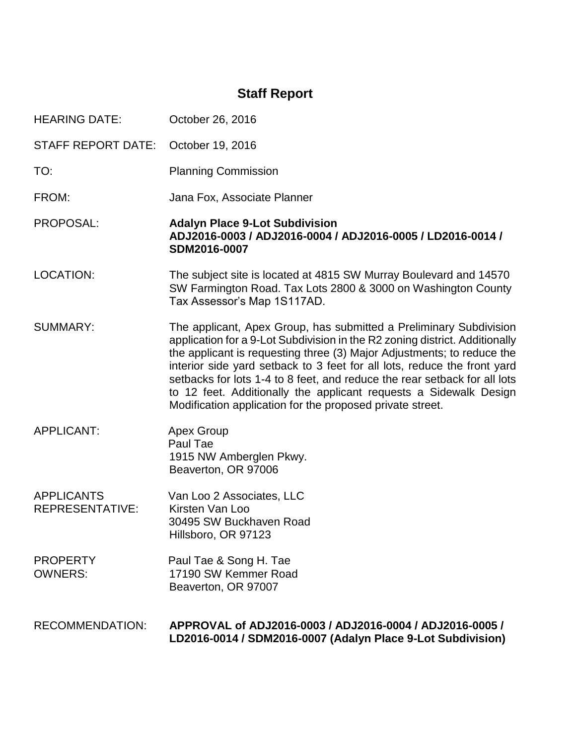# Staff Report

| | |
|---|---|
| HEARING DATE: | October 26, 2016 |
| STAFF REPORT DATE: | October 19, 2016 |
| TO: | Planning Commission |
| FROM: | Jana Fox, Associate Planner |
| PROPOSAL: | **Adalyn Place 9-Lot Subdivision ADJ2016-0003 / ADJ2016-0004 / ADJ2016-0005 / LD2016-0014 / SDM2016-0007** |
| LOCATION: | The subject site is located at 4815 SW Murray Boulevard and 14570 SW Farmington Road. Tax Lots 2800 & 3000 on Washington County Tax Assessor's Map 1S117AD. |
| SUMMARY: | The applicant, Apex Group, has submitted a Preliminary Subdivision application for a 9-Lot Subdivision in the R2 zoning district. Additionally the applicant is requesting three (3) Major Adjustments; to reduce the interior side yard setback to 3 feet for all lots, reduce the front yard setbacks for lots 1-4 to 8 feet, and reduce the rear setback for all lots to 12 feet. Additionally the applicant requests a Sidewalk Design Modification application for the proposed private street. |
| APPLICANT: | Apex Group<br>Paul Tae<br>1915 NW Amberglen Pkwy.<br>Beaverton, OR 97006 |
| APPLICANTS REPRESENTATIVE: | Van Loo 2 Associates, LLC<br>Kirsten Van Loo<br>30495 SW Buckhaven Road<br>Hillsboro, OR 97123 |
| PROPERTY OWNERS: | Paul Tae & Song H. Tae<br>17190 SW Kemmer Road<br>Beaverton, OR 97007 |
| RECOMMENDATION: | **APPROVAL of ADJ2016-0003 / ADJ2016-0004 / ADJ2016-0005 / LD2016-0014 / SDM2016-0007 (Adalyn Place 9-Lot Subdivision)** |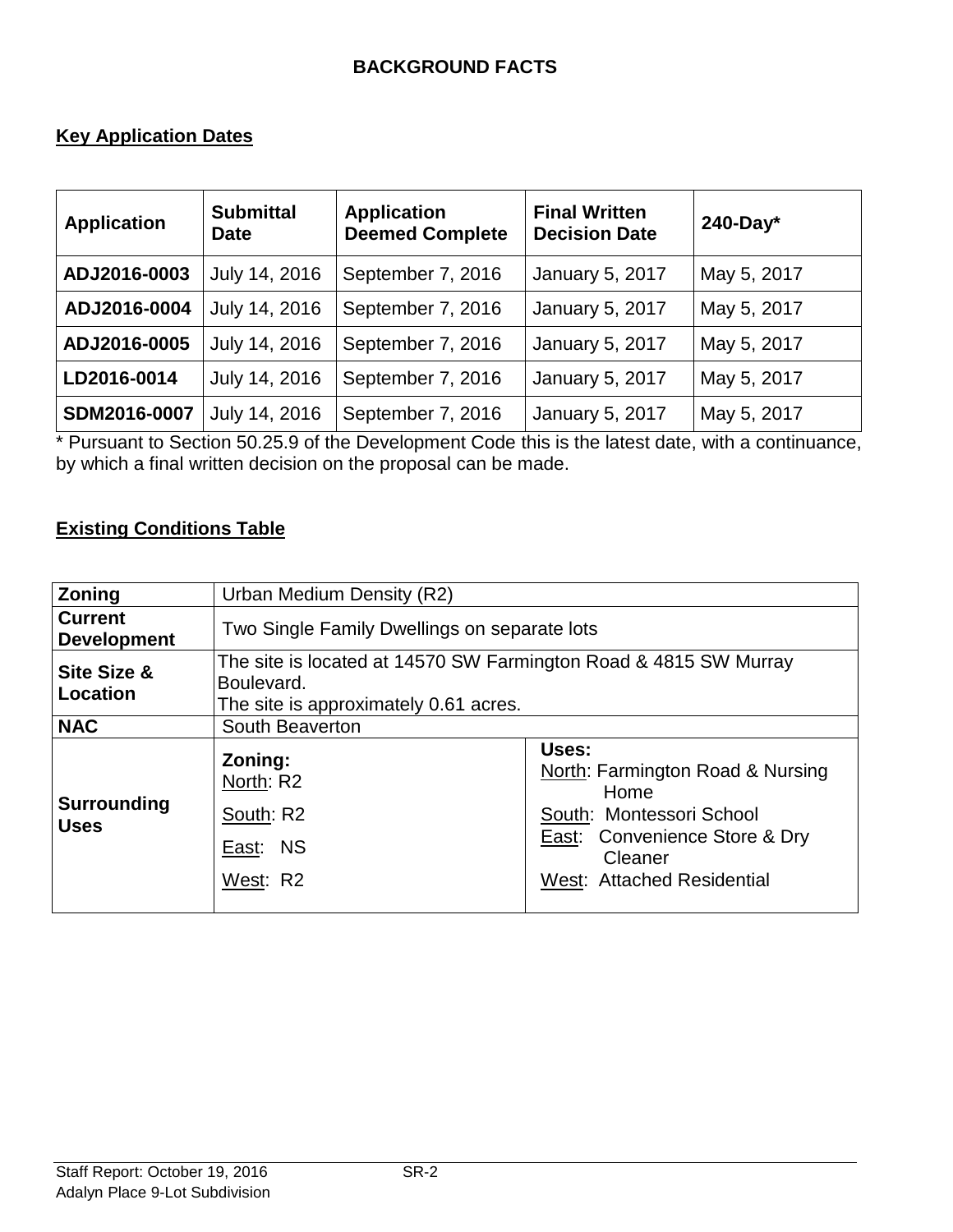# BACKGROUND FACTS

## Key Application Dates

| Application | Submittal Date | Application Deemed Complete | Final Written Decision Date | 240-Day* |
|---|---|---|---|---|
| ADJ2016-0003 | July 14, 2016 | September 7, 2016 | January 5, 2017 | May 5, 2017 |
| ADJ2016-0004 | July 14, 2016 | September 7, 2016 | January 5, 2017 | May 5, 2017 |
| ADJ2016-0005 | July 14, 2016 | September 7, 2016 | January 5, 2017 | May 5, 2017 |
| LD2016-0014 | July 14, 2016 | September 7, 2016 | January 5, 2017 | May 5, 2017 |
| SDM2016-0007 | July 14, 2016 | September 7, 2016 | January 5, 2017 | May 5, 2017 |

* Pursuant to Section 50.25.9 of the Development Code this is the latest date, with a continuance, by which a final written decision on the proposal can be made.

## Existing Conditions Table

| | | |
|---|---|---|
| **Zoning** | Urban Medium Density (R2) | |
| **Current Development** | Two Single Family Dwellings on separate lots | |
| **Site Size & Location** | The site is located at 14570 SW Farmington Road & 4815 SW Murray Boulevard.<br>The site is approximately 0.61 acres. | |
| **NAC** | South Beaverton | |
| **Surrounding Uses** | **Zoning:**<br>North: R2<br>South: R2<br>East: NS<br>West: R2 | **Uses:**<br>North: Farmington Road & Nursing Home<br>South: Montessori School<br>East: Convenience Store & Dry Cleaner<br>West: Attached Residential |

Staff Report: October 19, 2016
Adalyn Place 9-Lot Subdivision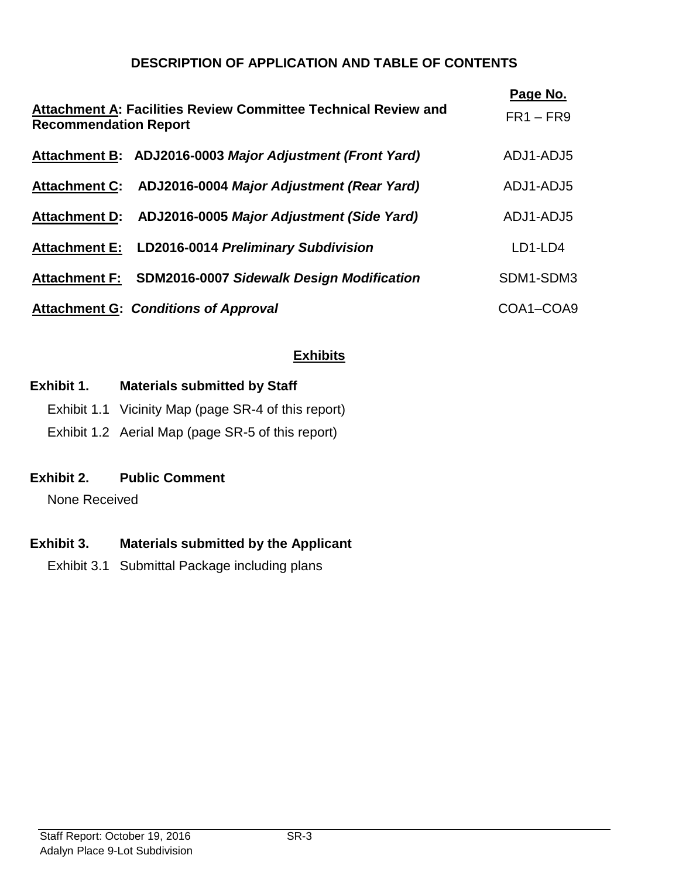# DESCRIPTION OF APPLICATION AND TABLE OF CONTENTS

| | Page No. |
|---|---|
| **Attachment A: Facilities Review Committee Technical Review and Recommendation Report** | FR1 – FR9 |
| **Attachment B: ADJ2016-0003 *Major Adjustment (Front Yard)*** | ADJ1-ADJ5 |
| **Attachment C: ADJ2016-0004 *Major Adjustment (Rear Yard)*** | ADJ1-ADJ5 |
| **Attachment D: ADJ2016-0005 *Major Adjustment (Side Yard)*** | ADJ1-ADJ5 |
| **Attachment E: LD2016-0014 *Preliminary Subdivision*** | LD1-LD4 |
| **Attachment F: SDM2016-0007 *Sidewalk Design Modification*** | SDM1-SDM3 |
| **Attachment G: *Conditions of Approval*** | COA1–COA9 |

## Exhibits

**Exhibit 1. Materials submitted by Staff**

Exhibit 1.1 Vicinity Map (page SR-4 of this report)

Exhibit 1.2 Aerial Map (page SR-5 of this report)

**Exhibit 2. Public Comment**

None Received

**Exhibit 3. Materials submitted by the Applicant**

Exhibit 3.1 Submittal Package including plans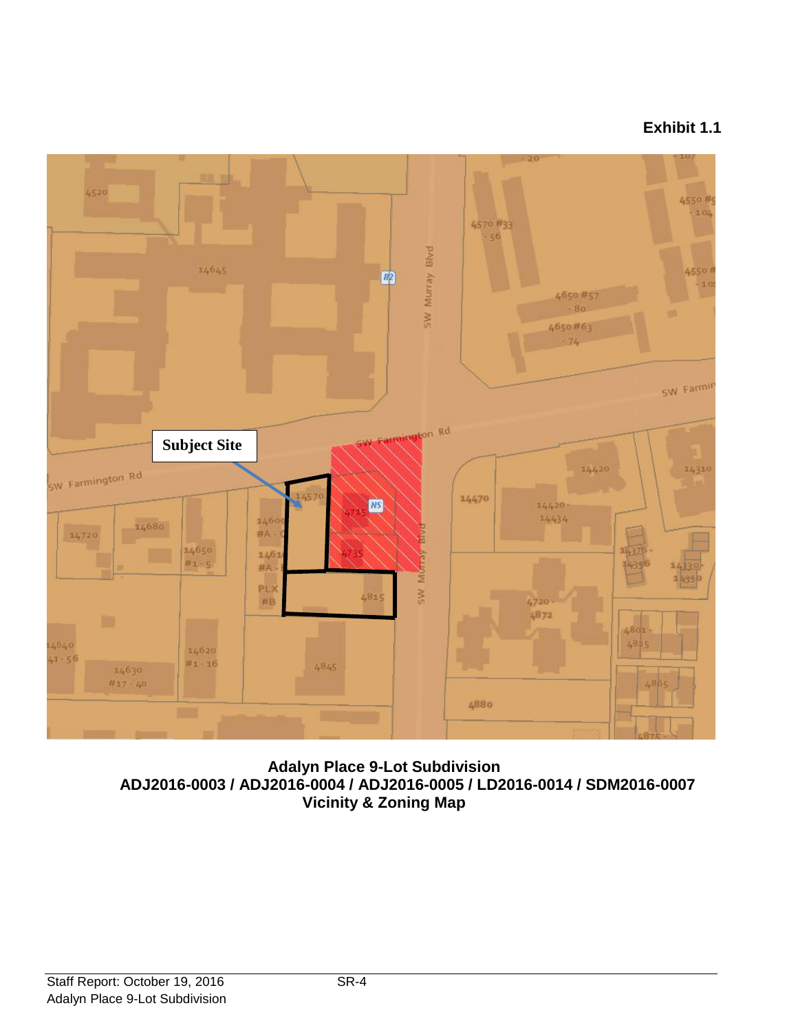**Exhibit 1.1**

Subject Site

SW Farmington Rd

SW Murray Blvd

**Adalyn Place 9-Lot Subdivision**
**ADJ2016-0003 / ADJ2016-0004 / ADJ2016-0005 / LD2016-0014 / SDM2016-0007**
**Vicinity & Zoning Map**

Staff Report: October 19, 2016
Adalyn Place 9-Lot Subdivision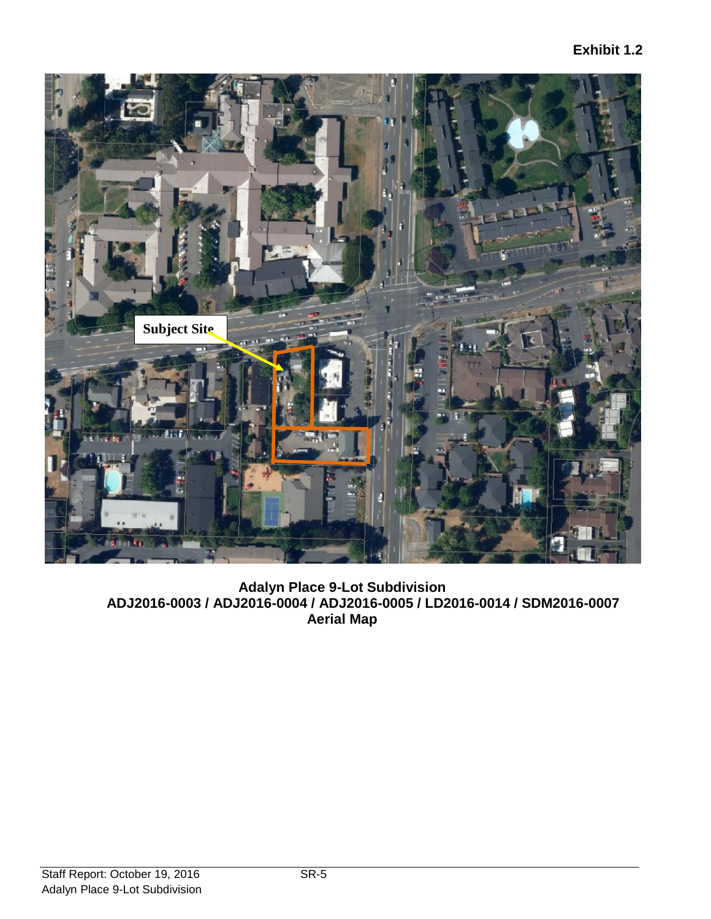**Exhibit 1.2**

Subject Site

**Adalyn Place 9-Lot Subdivision**
**ADJ2016-0003 / ADJ2016-0004 / ADJ2016-0005 / LD2016-0014 / SDM2016-0007**
**Aerial Map**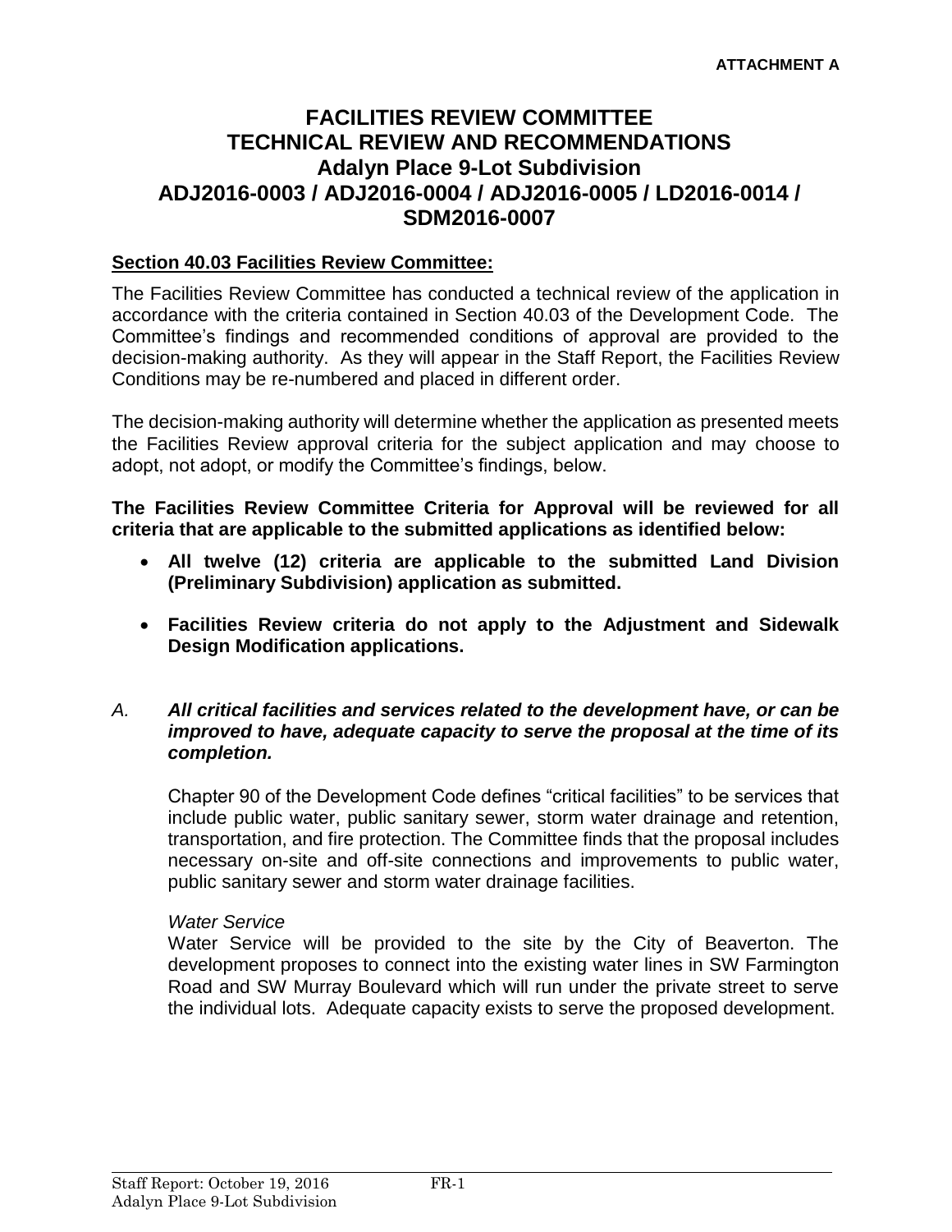**ATTACHMENT A**

# FACILITIES REVIEW COMMITTEE TECHNICAL REVIEW AND RECOMMENDATIONS Adalyn Place 9-Lot Subdivision ADJ2016-0003 / ADJ2016-0004 / ADJ2016-0005 / LD2016-0014 / SDM2016-0007

**Section 40.03 Facilities Review Committee:**

The Facilities Review Committee has conducted a technical review of the application in accordance with the criteria contained in Section 40.03 of the Development Code. The Committee's findings and recommended conditions of approval are provided to the decision-making authority. As they will appear in the Staff Report, the Facilities Review Conditions may be re-numbered and placed in different order.

The decision-making authority will determine whether the application as presented meets the Facilities Review approval criteria for the subject application and may choose to adopt, not adopt, or modify the Committee's findings, below.

**The Facilities Review Committee Criteria for Approval will be reviewed for all criteria that are applicable to the submitted applications as identified below:**

- **All twelve (12) criteria are applicable to the submitted Land Division (Preliminary Subdivision) application as submitted.**
- **Facilities Review criteria do not apply to the Adjustment and Sidewalk Design Modification applications.**

*A.* ***All critical facilities and services related to the development have, or can be improved to have, adequate capacity to serve the proposal at the time of its completion.***

Chapter 90 of the Development Code defines "critical facilities" to be services that include public water, public sanitary sewer, storm water drainage and retention, transportation, and fire protection. The Committee finds that the proposal includes necessary on-site and off-site connections and improvements to public water, public sanitary sewer and storm water drainage facilities.

*Water Service*

Water Service will be provided to the site by the City of Beaverton. The development proposes to connect into the existing water lines in SW Farmington Road and SW Murray Boulevard which will run under the private street to serve the individual lots. Adequate capacity exists to serve the proposed development.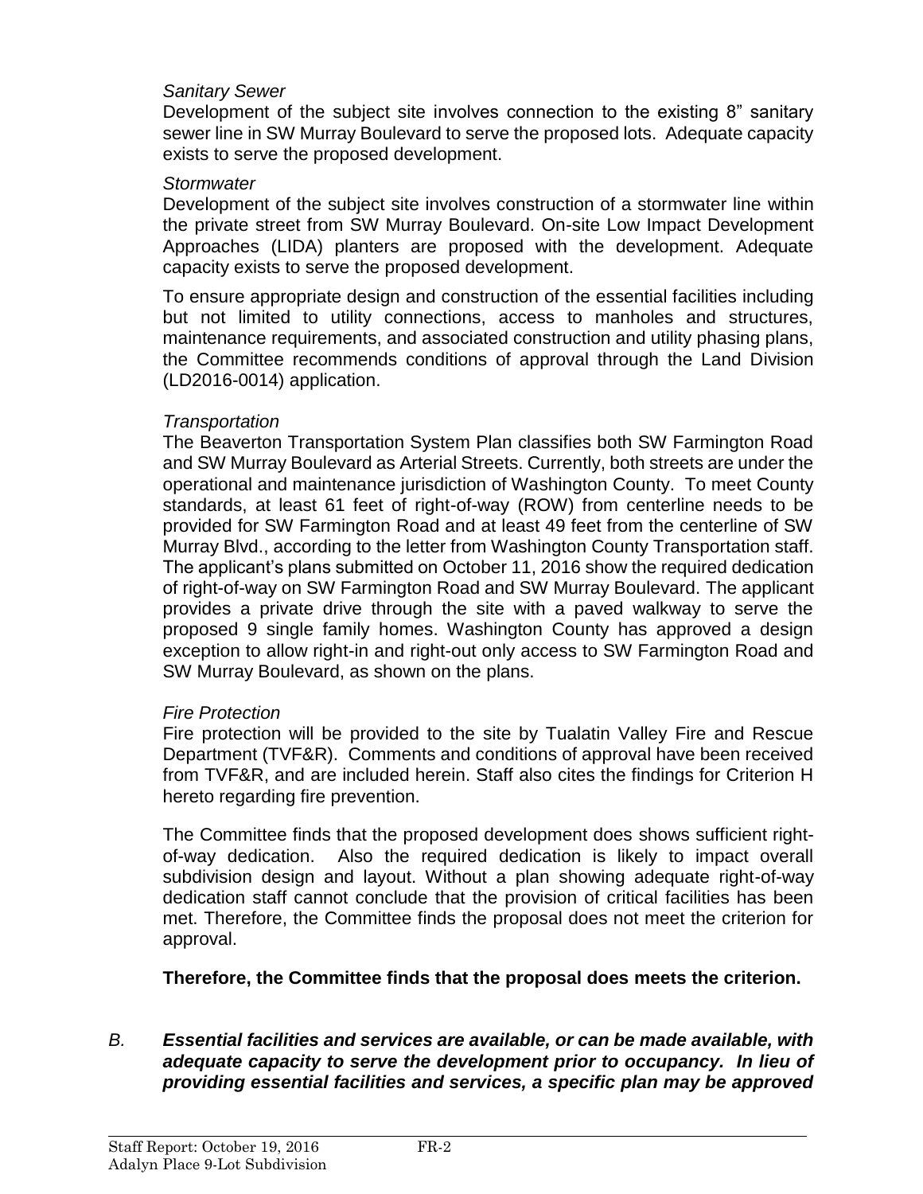*Sanitary Sewer*

Development of the subject site involves connection to the existing 8" sanitary sewer line in SW Murray Boulevard to serve the proposed lots. Adequate capacity exists to serve the proposed development.

*Stormwater*

Development of the subject site involves construction of a stormwater line within the private street from SW Murray Boulevard. On-site Low Impact Development Approaches (LIDA) planters are proposed with the development. Adequate capacity exists to serve the proposed development.

To ensure appropriate design and construction of the essential facilities including but not limited to utility connections, access to manholes and structures, maintenance requirements, and associated construction and utility phasing plans, the Committee recommends conditions of approval through the Land Division (LD2016-0014) application.

*Transportation*

The Beaverton Transportation System Plan classifies both SW Farmington Road and SW Murray Boulevard as Arterial Streets. Currently, both streets are under the operational and maintenance jurisdiction of Washington County. To meet County standards, at least 61 feet of right-of-way (ROW) from centerline needs to be provided for SW Farmington Road and at least 49 feet from the centerline of SW Murray Blvd., according to the letter from Washington County Transportation staff. The applicant's plans submitted on October 11, 2016 show the required dedication of right-of-way on SW Farmington Road and SW Murray Boulevard. The applicant provides a private drive through the site with a paved walkway to serve the proposed 9 single family homes. Washington County has approved a design exception to allow right-in and right-out only access to SW Farmington Road and SW Murray Boulevard, as shown on the plans.

*Fire Protection*

Fire protection will be provided to the site by Tualatin Valley Fire and Rescue Department (TVF&R). Comments and conditions of approval have been received from TVF&R, and are included herein. Staff also cites the findings for Criterion H hereto regarding fire prevention.

The Committee finds that the proposed development does shows sufficient right-of-way dedication. Also the required dedication is likely to impact overall subdivision design and layout. Without a plan showing adequate right-of-way dedication staff cannot conclude that the provision of critical facilities has been met. Therefore, the Committee finds the proposal does not meet the criterion for approval.

**Therefore, the Committee finds that the proposal does meets the criterion.**

*B.* ***Essential facilities and services are available, or can be made available, with adequate capacity to serve the development prior to occupancy. In lieu of providing essential facilities and services, a specific plan may be approved***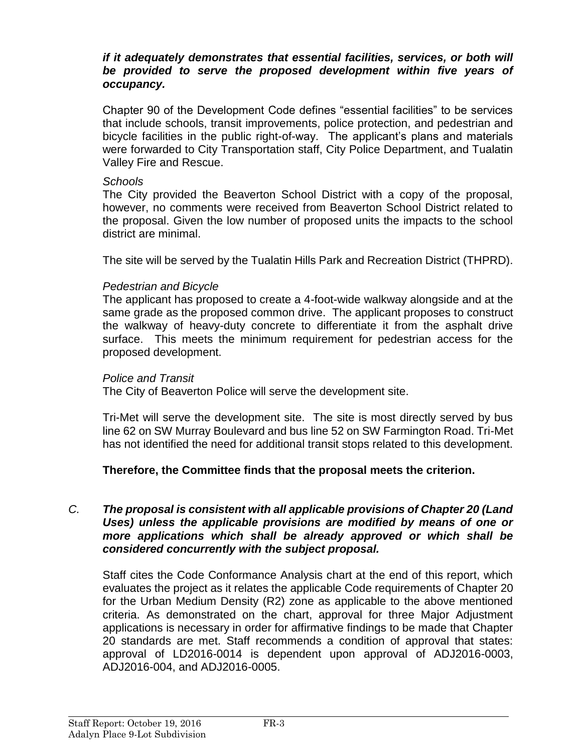***if it adequately demonstrates that essential facilities, services, or both will be provided to serve the proposed development within five years of occupancy.***

Chapter 90 of the Development Code defines “essential facilities” to be services that include schools, transit improvements, police protection, and pedestrian and bicycle facilities in the public right-of-way. The applicant’s plans and materials were forwarded to City Transportation staff, City Police Department, and Tualatin Valley Fire and Rescue.

*Schools*

The City provided the Beaverton School District with a copy of the proposal, however, no comments were received from Beaverton School District related to the proposal. Given the low number of proposed units the impacts to the school district are minimal.

The site will be served by the Tualatin Hills Park and Recreation District (THPRD).

*Pedestrian and Bicycle*

The applicant has proposed to create a 4-foot-wide walkway alongside and at the same grade as the proposed common drive. The applicant proposes to construct the walkway of heavy-duty concrete to differentiate it from the asphalt drive surface. This meets the minimum requirement for pedestrian access for the proposed development.

*Police and Transit*

The City of Beaverton Police will serve the development site.

Tri-Met will serve the development site. The site is most directly served by bus line 62 on SW Murray Boulevard and bus line 52 on SW Farmington Road. Tri-Met has not identified the need for additional transit stops related to this development.

**Therefore, the Committee finds that the proposal meets the criterion.**

*C.* ***The proposal is consistent with all applicable provisions of Chapter 20 (Land Uses) unless the applicable provisions are modified by means of one or more applications which shall be already approved or which shall be considered concurrently with the subject proposal.***

Staff cites the Code Conformance Analysis chart at the end of this report, which evaluates the project as it relates the applicable Code requirements of Chapter 20 for the Urban Medium Density (R2) zone as applicable to the above mentioned criteria. As demonstrated on the chart, approval for three Major Adjustment applications is necessary in order for affirmative findings to be made that Chapter 20 standards are met. Staff recommends a condition of approval that states: approval of LD2016-0014 is dependent upon approval of ADJ2016-0003, ADJ2016-004, and ADJ2016-0005.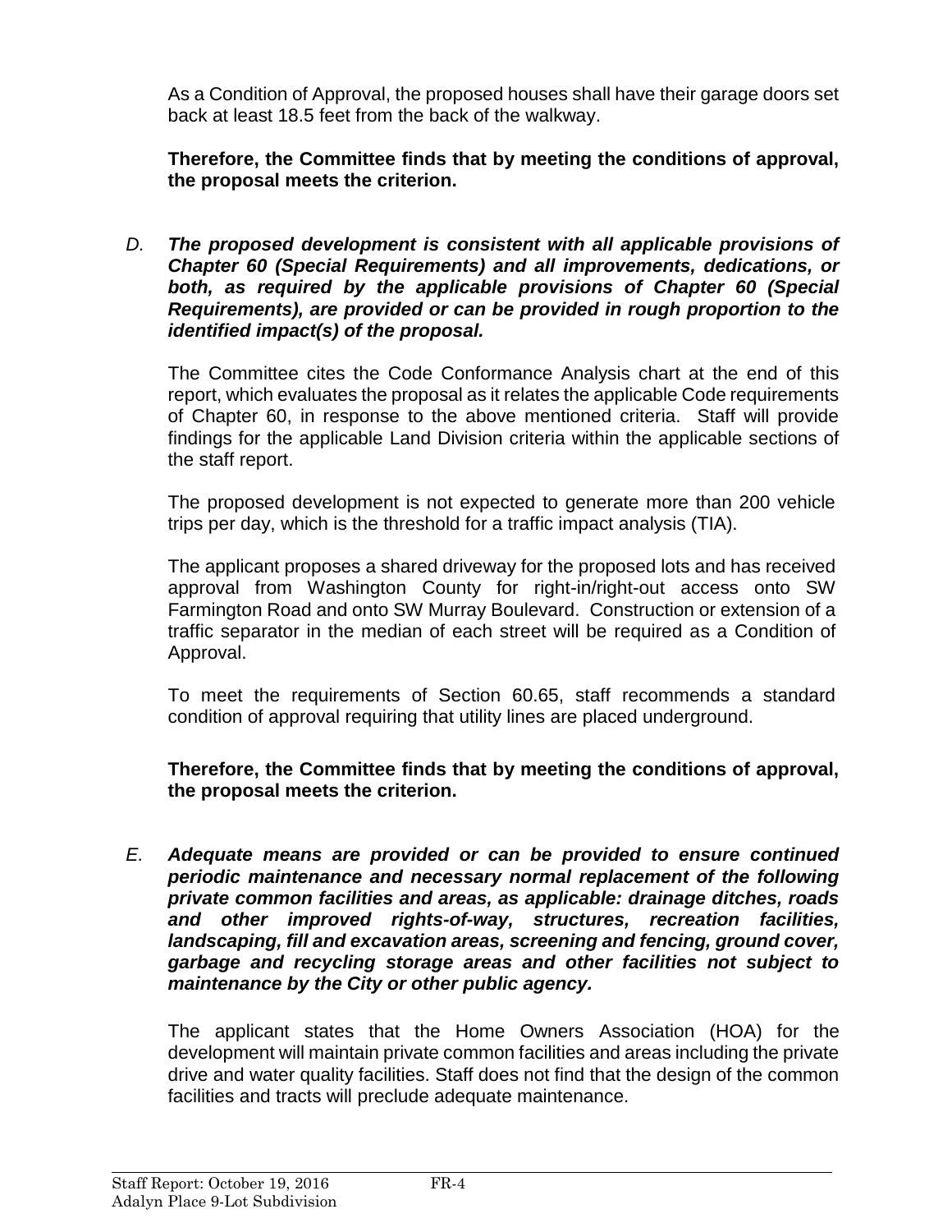As a Condition of Approval, the proposed houses shall have their garage doors set back at least 18.5 feet from the back of the walkway.

**Therefore, the Committee finds that by meeting the conditions of approval, the proposal meets the criterion.**

*D.* ***The proposed development is consistent with all applicable provisions of Chapter 60 (Special Requirements) and all improvements, dedications, or both, as required by the applicable provisions of Chapter 60 (Special Requirements), are provided or can be provided in rough proportion to the identified impact(s) of the proposal.***

The Committee cites the Code Conformance Analysis chart at the end of this report, which evaluates the proposal as it relates the applicable Code requirements of Chapter 60, in response to the above mentioned criteria. Staff will provide findings for the applicable Land Division criteria within the applicable sections of the staff report.

The proposed development is not expected to generate more than 200 vehicle trips per day, which is the threshold for a traffic impact analysis (TIA).

The applicant proposes a shared driveway for the proposed lots and has received approval from Washington County for right-in/right-out access onto SW Farmington Road and onto SW Murray Boulevard. Construction or extension of a traffic separator in the median of each street will be required as a Condition of Approval.

To meet the requirements of Section 60.65, staff recommends a standard condition of approval requiring that utility lines are placed underground.

**Therefore, the Committee finds that by meeting the conditions of approval, the proposal meets the criterion.**

*E.* ***Adequate means are provided or can be provided to ensure continued periodic maintenance and necessary normal replacement of the following private common facilities and areas, as applicable: drainage ditches, roads and other improved rights-of-way, structures, recreation facilities, landscaping, fill and excavation areas, screening and fencing, ground cover, garbage and recycling storage areas and other facilities not subject to maintenance by the City or other public agency.***

The applicant states that the Home Owners Association (HOA) for the development will maintain private common facilities and areas including the private drive and water quality facilities. Staff does not find that the design of the common facilities and tracts will preclude adequate maintenance.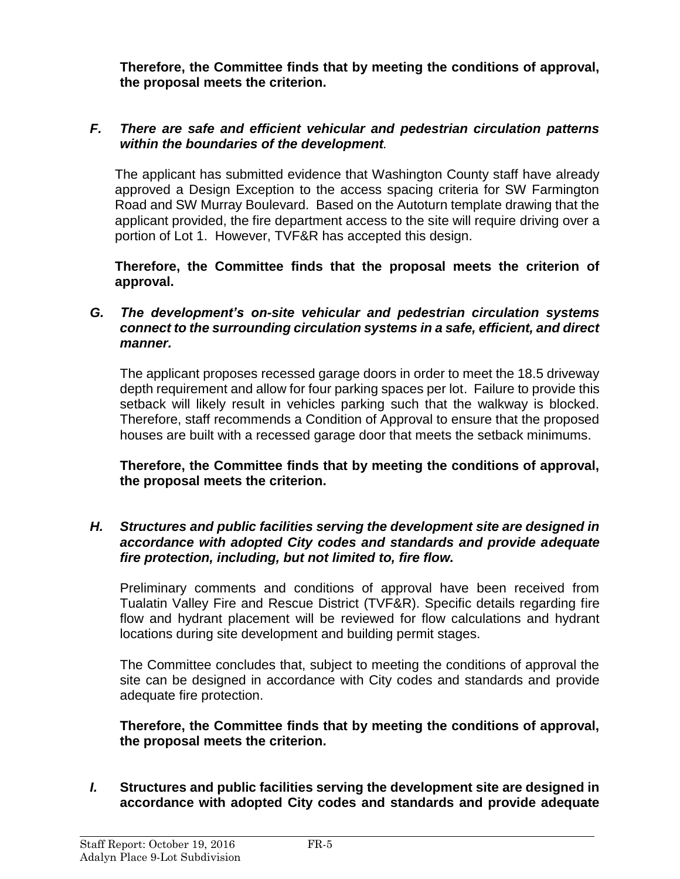**Therefore, the Committee finds that by meeting the conditions of approval, the proposal meets the criterion.**

***F. There are safe and efficient vehicular and pedestrian circulation patterns within the boundaries of the development.***

The applicant has submitted evidence that Washington County staff have already approved a Design Exception to the access spacing criteria for SW Farmington Road and SW Murray Boulevard. Based on the Autoturn template drawing that the applicant provided, the fire department access to the site will require driving over a portion of Lot 1. However, TVF&R has accepted this design.

**Therefore, the Committee finds that the proposal meets the criterion of approval.**

***G. The development's on-site vehicular and pedestrian circulation systems connect to the surrounding circulation systems in a safe, efficient, and direct manner.***

The applicant proposes recessed garage doors in order to meet the 18.5 driveway depth requirement and allow for four parking spaces per lot. Failure to provide this setback will likely result in vehicles parking such that the walkway is blocked. Therefore, staff recommends a Condition of Approval to ensure that the proposed houses are built with a recessed garage door that meets the setback minimums.

**Therefore, the Committee finds that by meeting the conditions of approval, the proposal meets the criterion.**

***H. Structures and public facilities serving the development site are designed in accordance with adopted City codes and standards and provide adequate fire protection, including, but not limited to, fire flow.***

Preliminary comments and conditions of approval have been received from Tualatin Valley Fire and Rescue District (TVF&R). Specific details regarding fire flow and hydrant placement will be reviewed for flow calculations and hydrant locations during site development and building permit stages.

The Committee concludes that, subject to meeting the conditions of approval the site can be designed in accordance with City codes and standards and provide adequate fire protection.

**Therefore, the Committee finds that by meeting the conditions of approval, the proposal meets the criterion.**

***I.* Structures and public facilities serving the development site are designed in accordance with adopted City codes and standards and provide adequate**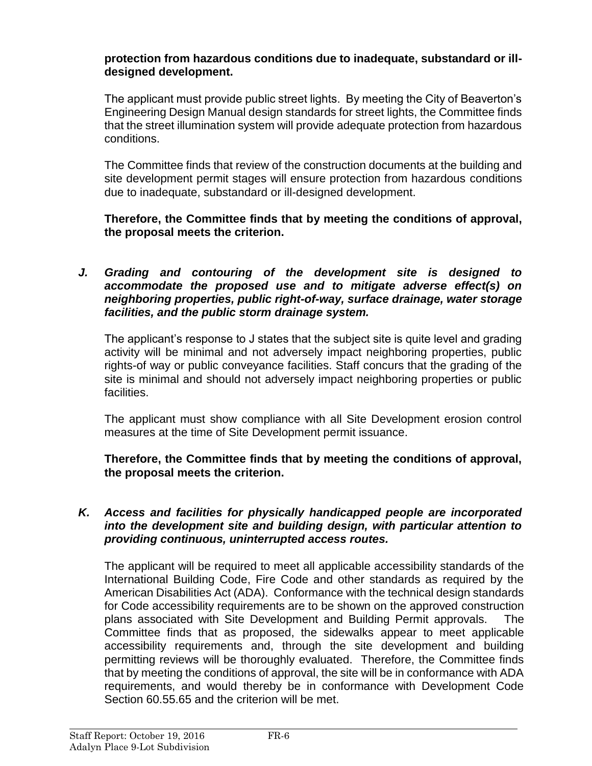**protection from hazardous conditions due to inadequate, substandard or ill-designed development.**

The applicant must provide public street lights. By meeting the City of Beaverton's Engineering Design Manual design standards for street lights, the Committee finds that the street illumination system will provide adequate protection from hazardous conditions.

The Committee finds that review of the construction documents at the building and site development permit stages will ensure protection from hazardous conditions due to inadequate, substandard or ill-designed development.

**Therefore, the Committee finds that by meeting the conditions of approval, the proposal meets the criterion.**

***J. Grading and contouring of the development site is designed to accommodate the proposed use and to mitigate adverse effect(s) on neighboring properties, public right-of-way, surface drainage, water storage facilities, and the public storm drainage system.***

The applicant's response to J states that the subject site is quite level and grading activity will be minimal and not adversely impact neighboring properties, public rights-of way or public conveyance facilities. Staff concurs that the grading of the site is minimal and should not adversely impact neighboring properties or public facilities.

The applicant must show compliance with all Site Development erosion control measures at the time of Site Development permit issuance.

**Therefore, the Committee finds that by meeting the conditions of approval, the proposal meets the criterion.**

***K. Access and facilities for physically handicapped people are incorporated into the development site and building design, with particular attention to providing continuous, uninterrupted access routes.***

The applicant will be required to meet all applicable accessibility standards of the International Building Code, Fire Code and other standards as required by the American Disabilities Act (ADA). Conformance with the technical design standards for Code accessibility requirements are to be shown on the approved construction plans associated with Site Development and Building Permit approvals. The Committee finds that as proposed, the sidewalks appear to meet applicable accessibility requirements and, through the site development and building permitting reviews will be thoroughly evaluated. Therefore, the Committee finds that by meeting the conditions of approval, the site will be in conformance with ADA requirements, and would thereby be in conformance with Development Code Section 60.55.65 and the criterion will be met.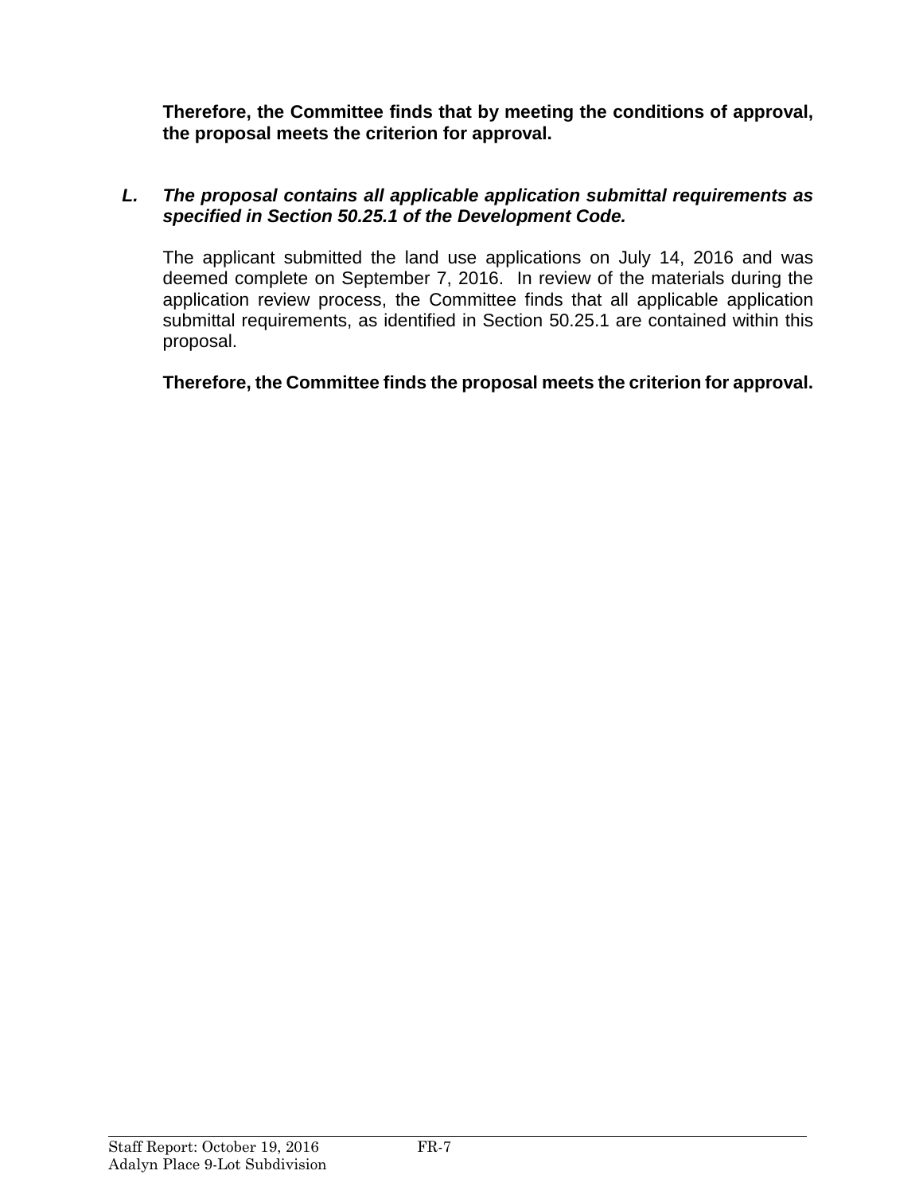**Therefore, the Committee finds that by meeting the conditions of approval, the proposal meets the criterion for approval.**

***L. The proposal contains all applicable application submittal requirements as specified in Section 50.25.1 of the Development Code.***

The applicant submitted the land use applications on July 14, 2016 and was deemed complete on September 7, 2016. In review of the materials during the application review process, the Committee finds that all applicable application submittal requirements, as identified in Section 50.25.1 are contained within this proposal.

**Therefore, the Committee finds the proposal meets the criterion for approval.**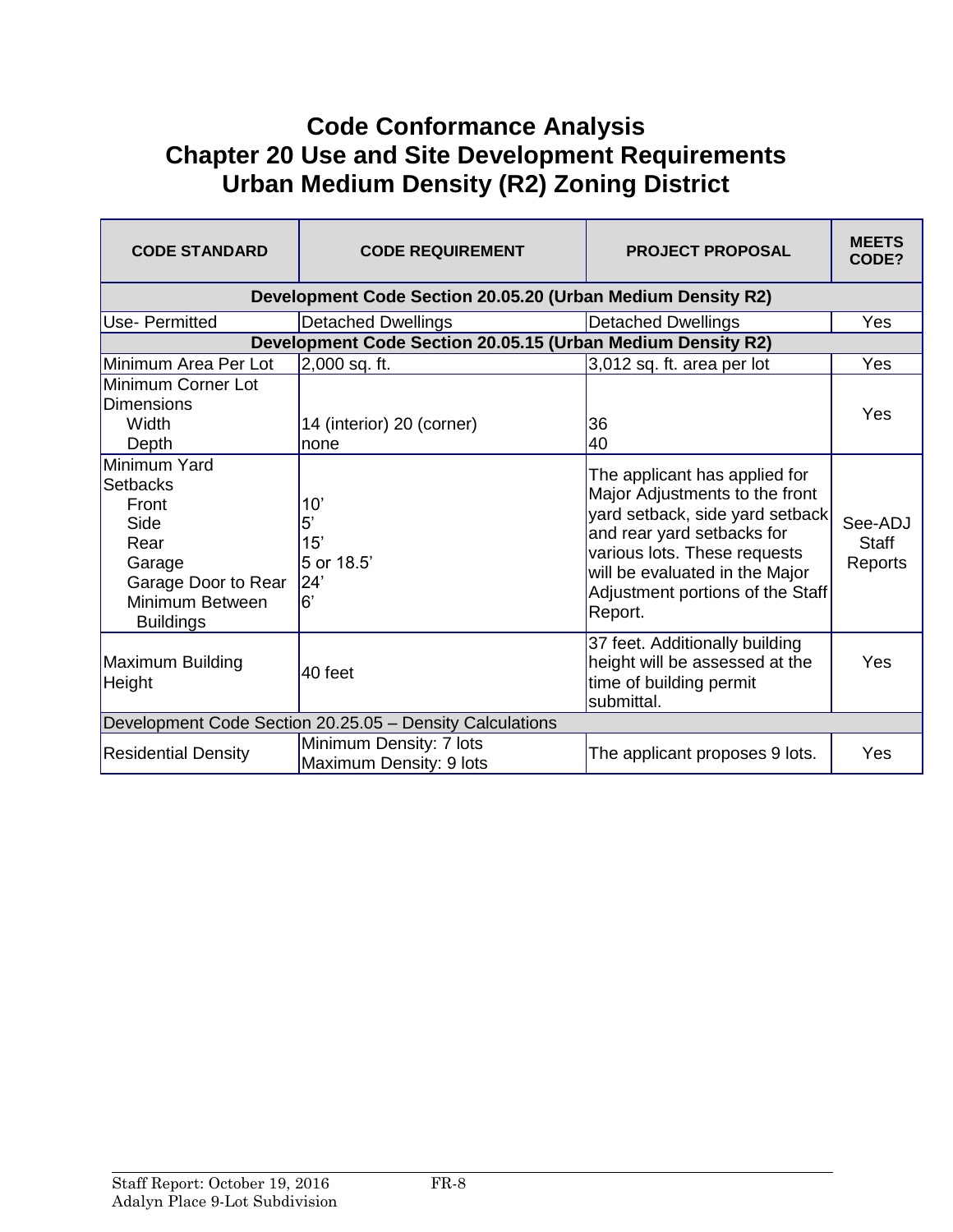# Code Conformance Analysis
## Chapter 20 Use and Site Development Requirements
## Urban Medium Density (R2) Zoning District

| CODE STANDARD | CODE REQUIREMENT | PROJECT PROPOSAL | MEETS CODE? |
|---|---|---|---|
| **Development Code Section 20.05.20 (Urban Medium Density R2)** | | | |
| Use- Permitted | Detached Dwellings | Detached Dwellings | Yes |
| **Development Code Section 20.05.15 (Urban Medium Density R2)** | | | |
| Minimum Area Per Lot | 2,000 sq. ft. | 3,012 sq. ft. area per lot | Yes |
| Minimum Corner Lot Dimensions<br>Width<br>Depth | <br><br>14 (interior) 20 (corner)<br>none | <br><br>36<br>40 | Yes |
| Minimum Yard Setbacks<br>Front<br>Side<br>Rear<br>Garage<br>Garage Door to Rear<br>Minimum Between Buildings | <br>10'<br>5'<br>15'<br>5 or 18.5'<br>24'<br>6' | The applicant has applied for Major Adjustments to the front yard setback, side yard setback and rear yard setbacks for various lots. These requests will be evaluated in the Major Adjustment portions of the Staff Report. | See-ADJ Staff Reports |
| Maximum Building Height | 40 feet | 37 feet. Additionally building height will be assessed at the time of building permit submittal. | Yes |
| Development Code Section 20.25.05 – Density Calculations | | | |
| Residential Density | Minimum Density: 7 lots<br>Maximum Density: 9 lots | The applicant proposes 9 lots. | Yes |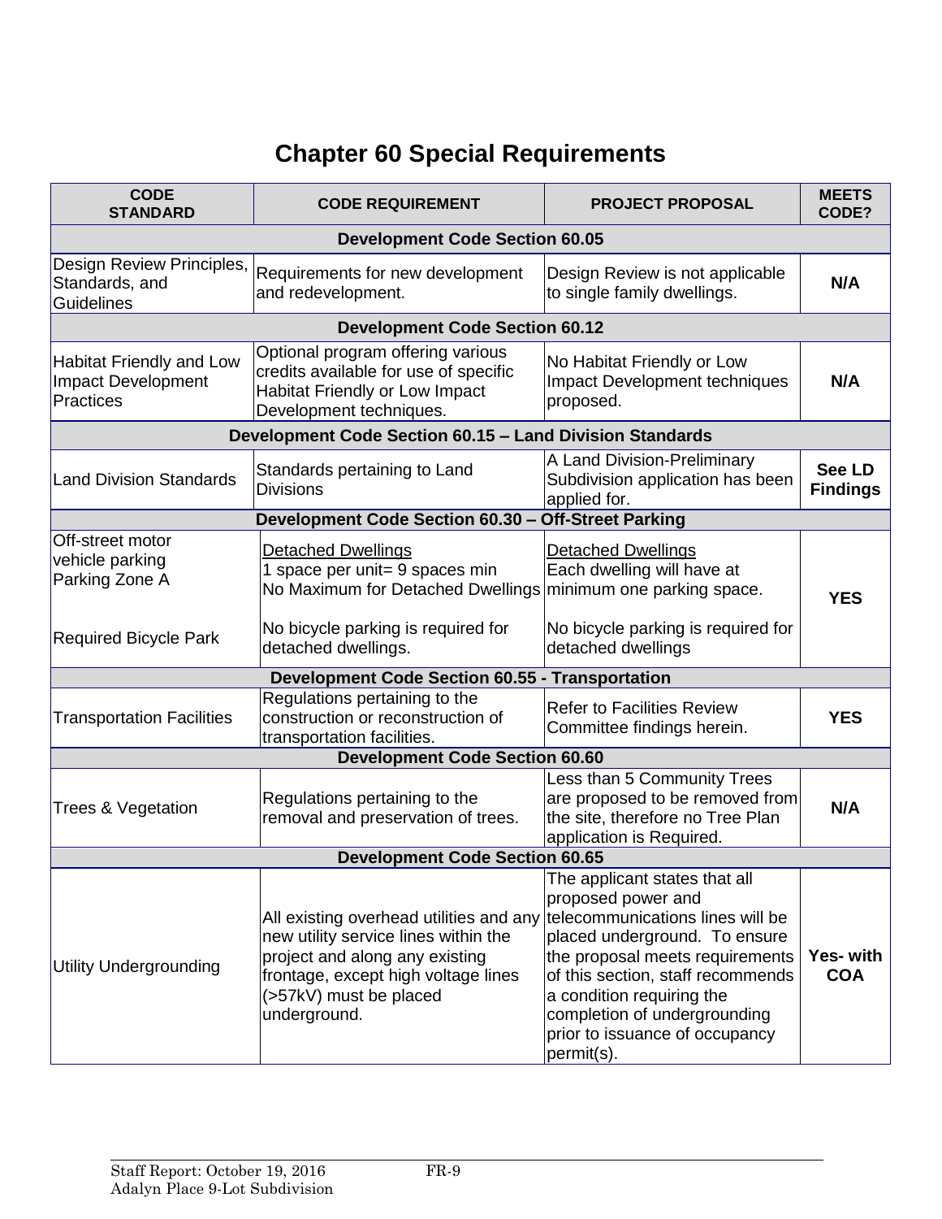# Chapter 60 Special Requirements

| CODE STANDARD | CODE REQUIREMENT | PROJECT PROPOSAL | MEETS CODE? |
|---|---|---|---|
| **Development Code Section 60.05** | | | |
| Design Review Principles, Standards, and Guidelines | Requirements for new development and redevelopment. | Design Review is not applicable to single family dwellings. | **N/A** |
| **Development Code Section 60.12** | | | |
| Habitat Friendly and Low Impact Development Practices | Optional program offering various credits available for use of specific Habitat Friendly or Low Impact Development techniques. | No Habitat Friendly or Low Impact Development techniques proposed. | **N/A** |
| **Development Code Section 60.15 – Land Division Standards** | | | |
| Land Division Standards | Standards pertaining to Land Divisions | A Land Division-Preliminary Subdivision application has been applied for. | **See LD Findings** |
| **Development Code Section 60.30 – Off-Street Parking** | | | |
| Off-street motor vehicle parking Parking Zone A<br><br>Required Bicycle Park | Detached Dwellings<br>1 space per unit= 9 spaces min<br>No Maximum for Detached Dwellings<br><br>No bicycle parking is required for detached dwellings. | Detached Dwellings<br>Each dwelling will have at minimum one parking space.<br><br>No bicycle parking is required for detached dwellings | **YES** |
| **Development Code Section 60.55 - Transportation** | | | |
| Transportation Facilities | Regulations pertaining to the construction or reconstruction of transportation facilities. | Refer to Facilities Review Committee findings herein. | **YES** |
| **Development Code Section 60.60** | | | |
| Trees & Vegetation | Regulations pertaining to the removal and preservation of trees. | Less than 5 Community Trees are proposed to be removed from the site, therefore no Tree Plan application is Required. | **N/A** |
| **Development Code Section 60.65** | | | |
| Utility Undergrounding | All existing overhead utilities and any new utility service lines within the project and along any existing frontage, except high voltage lines (>57kV) must be placed underground. | The applicant states that all proposed power and telecommunications lines will be placed underground. To ensure the proposal meets requirements of this section, staff recommends a condition requiring the completion of undergrounding prior to issuance of occupancy permit(s). | **Yes- with COA** |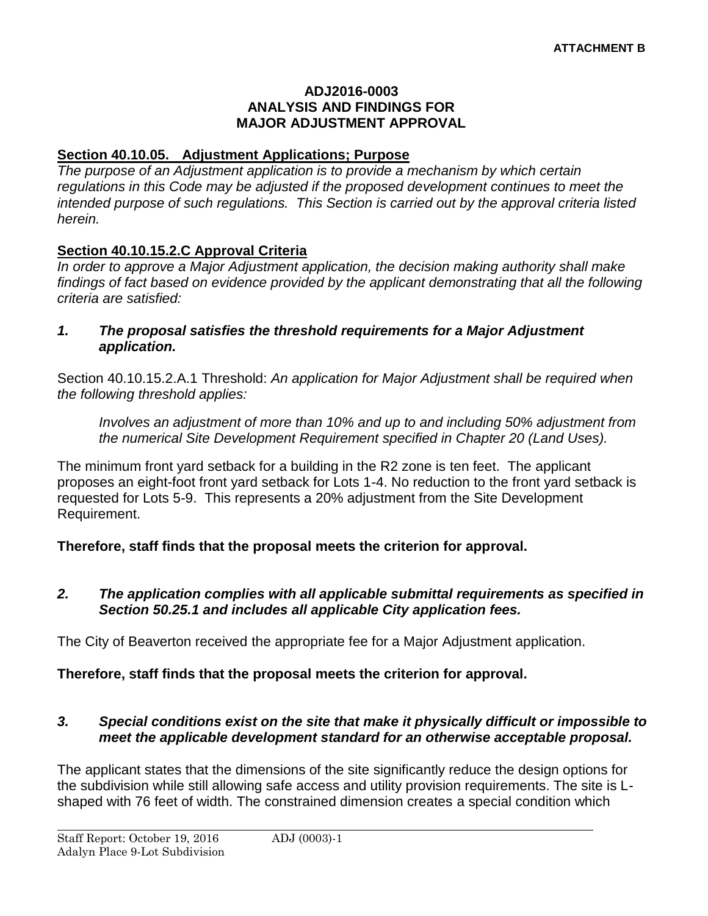**ATTACHMENT B**

# ADJ2016-0003
# ANALYSIS AND FINDINGS FOR
# MAJOR ADJUSTMENT APPROVAL

## Section 40.10.05. Adjustment Applications; Purpose

*The purpose of an Adjustment application is to provide a mechanism by which certain regulations in this Code may be adjusted if the proposed development continues to meet the intended purpose of such regulations. This Section is carried out by the approval criteria listed herein.*

## Section 40.10.15.2.C Approval Criteria

*In order to approve a Major Adjustment application, the decision making authority shall make findings of fact based on evidence provided by the applicant demonstrating that all the following criteria are satisfied:*

***1. The proposal satisfies the threshold requirements for a Major Adjustment application.***

Section 40.10.15.2.A.1 Threshold: *An application for Major Adjustment shall be required when the following threshold applies:*

> *Involves an adjustment of more than 10% and up to and including 50% adjustment from the numerical Site Development Requirement specified in Chapter 20 (Land Uses).*

The minimum front yard setback for a building in the R2 zone is ten feet. The applicant proposes an eight-foot front yard setback for Lots 1-4. No reduction to the front yard setback is requested for Lots 5-9. This represents a 20% adjustment from the Site Development Requirement.

**Therefore, staff finds that the proposal meets the criterion for approval.**

***2. The application complies with all applicable submittal requirements as specified in Section 50.25.1 and includes all applicable City application fees.***

The City of Beaverton received the appropriate fee for a Major Adjustment application.

**Therefore, staff finds that the proposal meets the criterion for approval.**

***3. Special conditions exist on the site that make it physically difficult or impossible to meet the applicable development standard for an otherwise acceptable proposal.***

The applicant states that the dimensions of the site significantly reduce the design options for the subdivision while still allowing safe access and utility provision requirements. The site is L-shaped with 76 feet of width. The constrained dimension creates a special condition which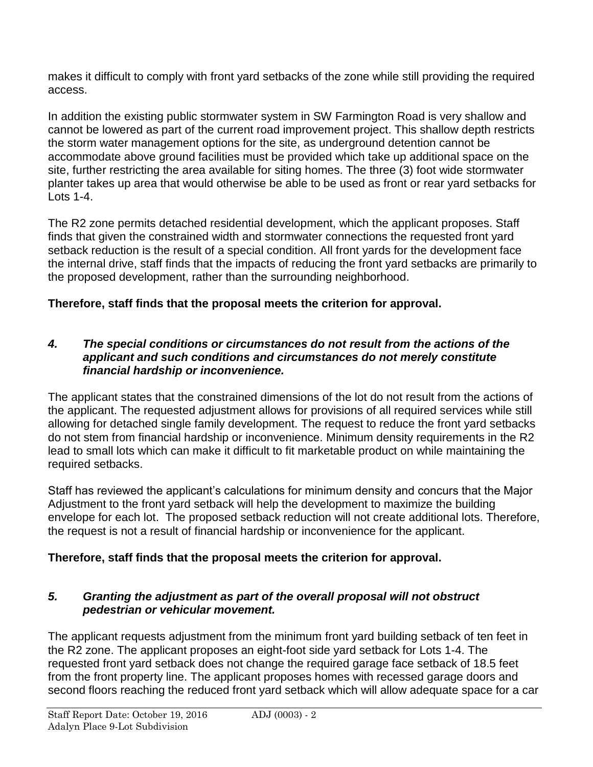makes it difficult to comply with front yard setbacks of the zone while still providing the required access.

In addition the existing public stormwater system in SW Farmington Road is very shallow and cannot be lowered as part of the current road improvement project. This shallow depth restricts the storm water management options for the site, as underground detention cannot be accommodate above ground facilities must be provided which take up additional space on the site, further restricting the area available for siting homes. The three (3) foot wide stormwater planter takes up area that would otherwise be able to be used as front or rear yard setbacks for Lots 1-4.

The R2 zone permits detached residential development, which the applicant proposes. Staff finds that given the constrained width and stormwater connections the requested front yard setback reduction is the result of a special condition. All front yards for the development face the internal drive, staff finds that the impacts of reducing the front yard setbacks are primarily to the proposed development, rather than the surrounding neighborhood.

**Therefore, staff finds that the proposal meets the criterion for approval.**

***4. The special conditions or circumstances do not result from the actions of the applicant and such conditions and circumstances do not merely constitute financial hardship or inconvenience.***

The applicant states that the constrained dimensions of the lot do not result from the actions of the applicant. The requested adjustment allows for provisions of all required services while still allowing for detached single family development. The request to reduce the front yard setbacks do not stem from financial hardship or inconvenience. Minimum density requirements in the R2 lead to small lots which can make it difficult to fit marketable product on while maintaining the required setbacks.

Staff has reviewed the applicant's calculations for minimum density and concurs that the Major Adjustment to the front yard setback will help the development to maximize the building envelope for each lot. The proposed setback reduction will not create additional lots. Therefore, the request is not a result of financial hardship or inconvenience for the applicant.

**Therefore, staff finds that the proposal meets the criterion for approval.**

***5. Granting the adjustment as part of the overall proposal will not obstruct pedestrian or vehicular movement.***

The applicant requests adjustment from the minimum front yard building setback of ten feet in the R2 zone. The applicant proposes an eight-foot side yard setback for Lots 1-4. The requested front yard setback does not change the required garage face setback of 18.5 feet from the front property line. The applicant proposes homes with recessed garage doors and second floors reaching the reduced front yard setback which will allow adequate space for a car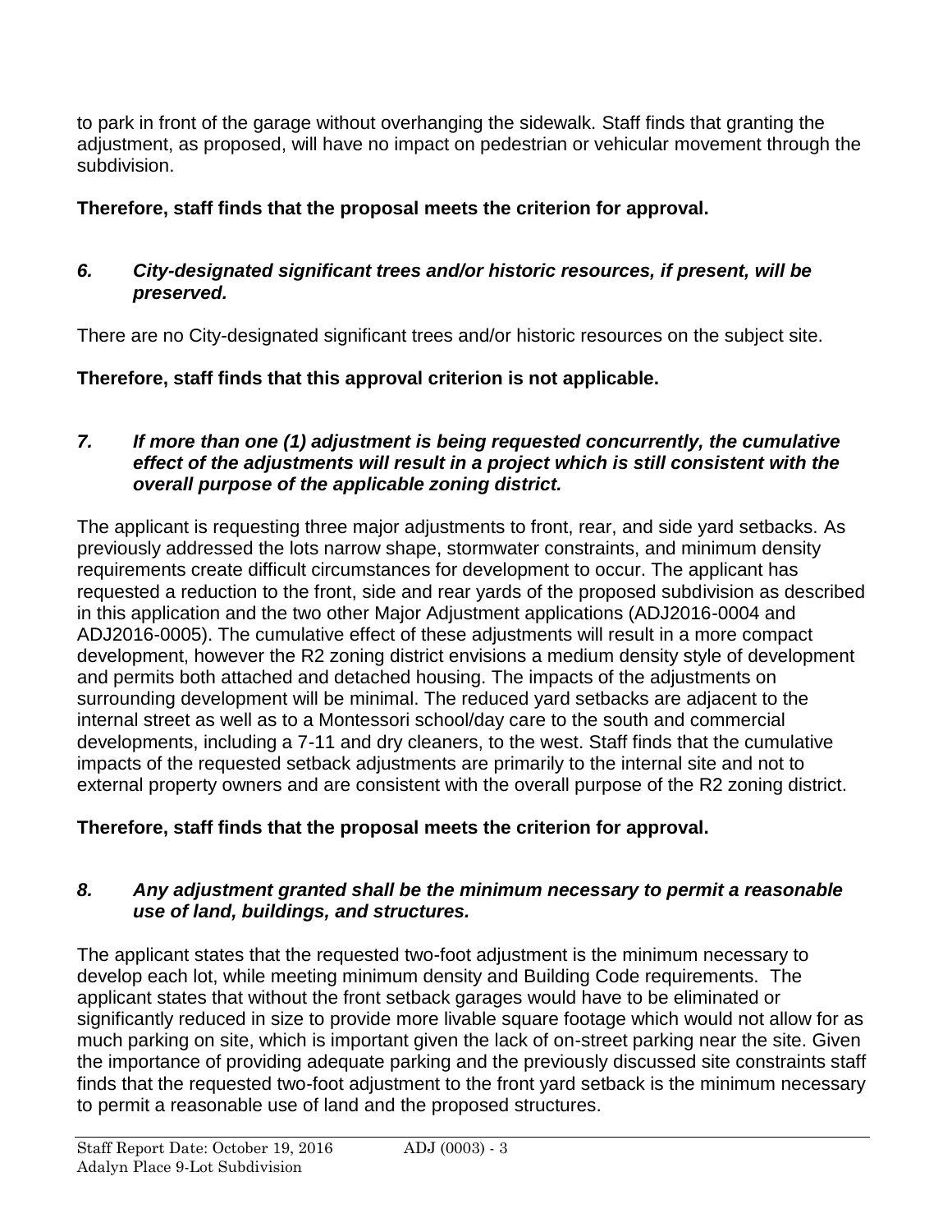to park in front of the garage without overhanging the sidewalk. Staff finds that granting the adjustment, as proposed, will have no impact on pedestrian or vehicular movement through the subdivision.

**Therefore, staff finds that the proposal meets the criterion for approval.**

***6. City-designated significant trees and/or historic resources, if present, will be preserved.***

There are no City-designated significant trees and/or historic resources on the subject site.

**Therefore, staff finds that this approval criterion is not applicable.**

***7. If more than one (1) adjustment is being requested concurrently, the cumulative effect of the adjustments will result in a project which is still consistent with the overall purpose of the applicable zoning district.***

The applicant is requesting three major adjustments to front, rear, and side yard setbacks. As previously addressed the lots narrow shape, stormwater constraints, and minimum density requirements create difficult circumstances for development to occur. The applicant has requested a reduction to the front, side and rear yards of the proposed subdivision as described in this application and the two other Major Adjustment applications (ADJ2016-0004 and ADJ2016-0005). The cumulative effect of these adjustments will result in a more compact development, however the R2 zoning district envisions a medium density style of development and permits both attached and detached housing. The impacts of the adjustments on surrounding development will be minimal. The reduced yard setbacks are adjacent to the internal street as well as to a Montessori school/day care to the south and commercial developments, including a 7-11 and dry cleaners, to the west. Staff finds that the cumulative impacts of the requested setback adjustments are primarily to the internal site and not to external property owners and are consistent with the overall purpose of the R2 zoning district.

**Therefore, staff finds that the proposal meets the criterion for approval.**

***8. Any adjustment granted shall be the minimum necessary to permit a reasonable use of land, buildings, and structures.***

The applicant states that the requested two-foot adjustment is the minimum necessary to develop each lot, while meeting minimum density and Building Code requirements. The applicant states that without the front setback garages would have to be eliminated or significantly reduced in size to provide more livable square footage which would not allow for as much parking on site, which is important given the lack of on-street parking near the site. Given the importance of providing adequate parking and the previously discussed site constraints staff finds that the requested two-foot adjustment to the front yard setback is the minimum necessary to permit a reasonable use of land and the proposed structures.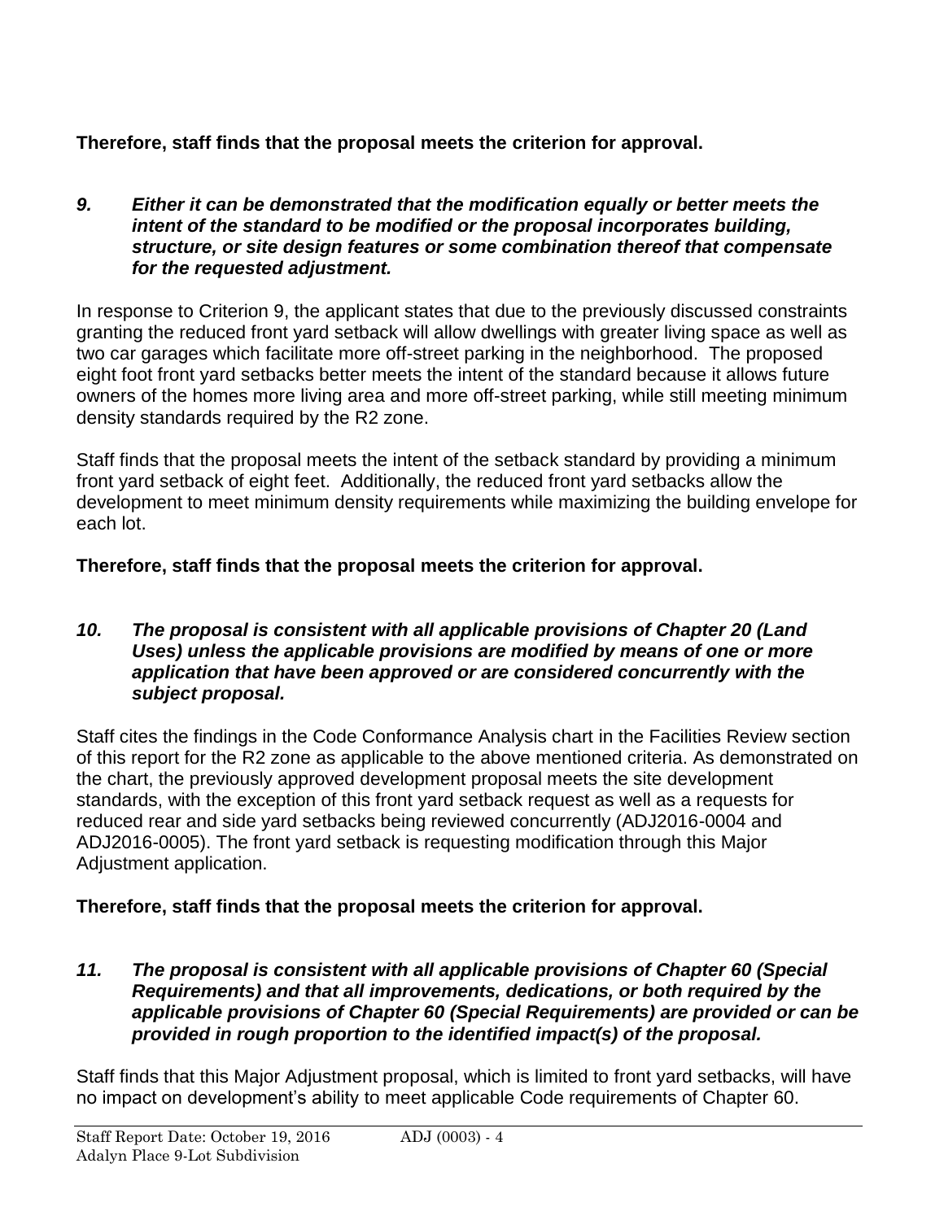**Therefore, staff finds that the proposal meets the criterion for approval.**

***9. Either it can be demonstrated that the modification equally or better meets the intent of the standard to be modified or the proposal incorporates building, structure, or site design features or some combination thereof that compensate for the requested adjustment.***

In response to Criterion 9, the applicant states that due to the previously discussed constraints granting the reduced front yard setback will allow dwellings with greater living space as well as two car garages which facilitate more off-street parking in the neighborhood. The proposed eight foot front yard setbacks better meets the intent of the standard because it allows future owners of the homes more living area and more off-street parking, while still meeting minimum density standards required by the R2 zone.

Staff finds that the proposal meets the intent of the setback standard by providing a minimum front yard setback of eight feet. Additionally, the reduced front yard setbacks allow the development to meet minimum density requirements while maximizing the building envelope for each lot.

**Therefore, staff finds that the proposal meets the criterion for approval.**

***10. The proposal is consistent with all applicable provisions of Chapter 20 (Land Uses) unless the applicable provisions are modified by means of one or more application that have been approved or are considered concurrently with the subject proposal.***

Staff cites the findings in the Code Conformance Analysis chart in the Facilities Review section of this report for the R2 zone as applicable to the above mentioned criteria. As demonstrated on the chart, the previously approved development proposal meets the site development standards, with the exception of this front yard setback request as well as a requests for reduced rear and side yard setbacks being reviewed concurrently (ADJ2016-0004 and ADJ2016-0005). The front yard setback is requesting modification through this Major Adjustment application.

**Therefore, staff finds that the proposal meets the criterion for approval.**

***11. The proposal is consistent with all applicable provisions of Chapter 60 (Special Requirements) and that all improvements, dedications, or both required by the applicable provisions of Chapter 60 (Special Requirements) are provided or can be provided in rough proportion to the identified impact(s) of the proposal.***

Staff finds that this Major Adjustment proposal, which is limited to front yard setbacks, will have no impact on development's ability to meet applicable Code requirements of Chapter 60.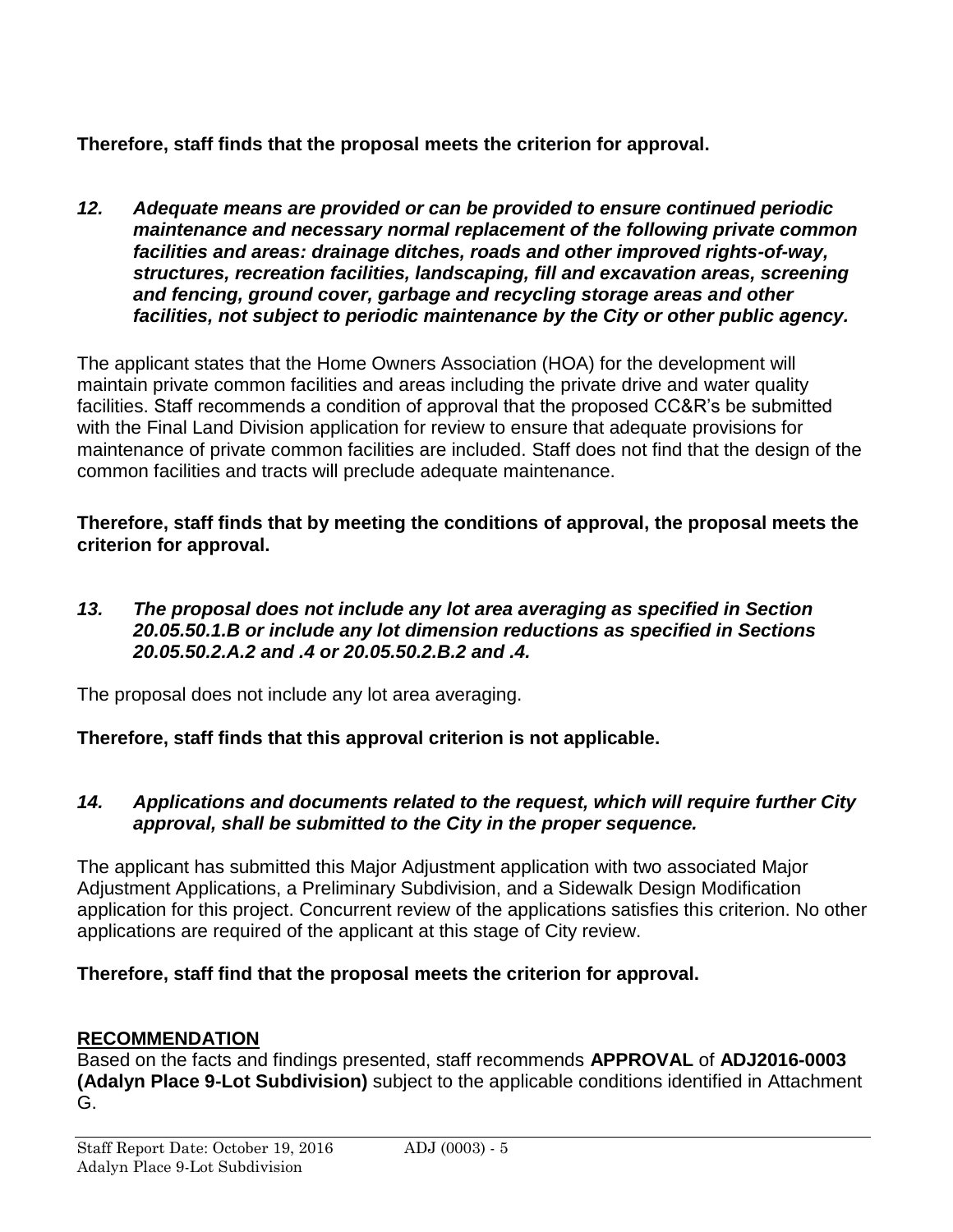**Therefore, staff finds that the proposal meets the criterion for approval.**

***12. Adequate means are provided or can be provided to ensure continued periodic maintenance and necessary normal replacement of the following private common facilities and areas: drainage ditches, roads and other improved rights-of-way, structures, recreation facilities, landscaping, fill and excavation areas, screening and fencing, ground cover, garbage and recycling storage areas and other facilities, not subject to periodic maintenance by the City or other public agency.***

The applicant states that the Home Owners Association (HOA) for the development will maintain private common facilities and areas including the private drive and water quality facilities. Staff recommends a condition of approval that the proposed CC&R's be submitted with the Final Land Division application for review to ensure that adequate provisions for maintenance of private common facilities are included. Staff does not find that the design of the common facilities and tracts will preclude adequate maintenance.

**Therefore, staff finds that by meeting the conditions of approval, the proposal meets the criterion for approval.**

***13. The proposal does not include any lot area averaging as specified in Section 20.05.50.1.B or include any lot dimension reductions as specified in Sections 20.05.50.2.A.2 and .4 or 20.05.50.2.B.2 and .4.***

The proposal does not include any lot area averaging.

**Therefore, staff finds that this approval criterion is not applicable.**

***14. Applications and documents related to the request, which will require further City approval, shall be submitted to the City in the proper sequence.***

The applicant has submitted this Major Adjustment application with two associated Major Adjustment Applications, a Preliminary Subdivision, and a Sidewalk Design Modification application for this project. Concurrent review of the applications satisfies this criterion. No other applications are required of the applicant at this stage of City review.

**Therefore, staff find that the proposal meets the criterion for approval.**

## RECOMMENDATION

Based on the facts and findings presented, staff recommends **APPROVAL** of **ADJ2016-0003 (Adalyn Place 9-Lot Subdivision)** subject to the applicable conditions identified in Attachment G.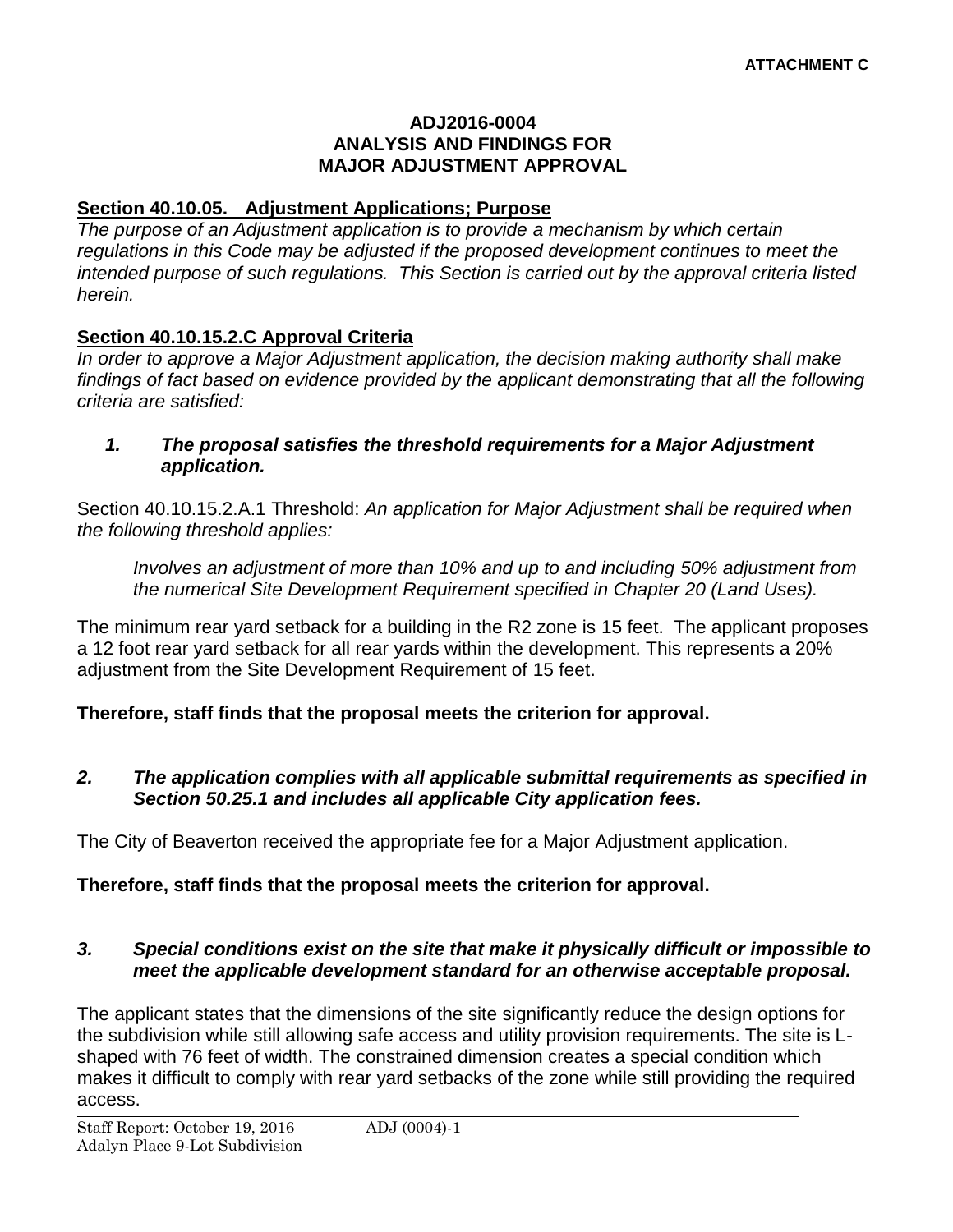**ATTACHMENT C**

**ADJ2016-0004**
**ANALYSIS AND FINDINGS FOR**
**MAJOR ADJUSTMENT APPROVAL**

**Section 40.10.05. Adjustment Applications; Purpose**

*The purpose of an Adjustment application is to provide a mechanism by which certain regulations in this Code may be adjusted if the proposed development continues to meet the intended purpose of such regulations. This Section is carried out by the approval criteria listed herein.*

**Section 40.10.15.2.C Approval Criteria**

*In order to approve a Major Adjustment application, the decision making authority shall make findings of fact based on evidence provided by the applicant demonstrating that all the following criteria are satisfied:*

***1. The proposal satisfies the threshold requirements for a Major Adjustment application.***

Section 40.10.15.2.A.1 Threshold: *An application for Major Adjustment shall be required when the following threshold applies:*

> *Involves an adjustment of more than 10% and up to and including 50% adjustment from the numerical Site Development Requirement specified in Chapter 20 (Land Uses).*

The minimum rear yard setback for a building in the R2 zone is 15 feet. The applicant proposes a 12 foot rear yard setback for all rear yards within the development. This represents a 20% adjustment from the Site Development Requirement of 15 feet.

**Therefore, staff finds that the proposal meets the criterion for approval.**

***2. The application complies with all applicable submittal requirements as specified in Section 50.25.1 and includes all applicable City application fees.***

The City of Beaverton received the appropriate fee for a Major Adjustment application.

**Therefore, staff finds that the proposal meets the criterion for approval.**

***3. Special conditions exist on the site that make it physically difficult or impossible to meet the applicable development standard for an otherwise acceptable proposal.***

The applicant states that the dimensions of the site significantly reduce the design options for the subdivision while still allowing safe access and utility provision requirements. The site is L-shaped with 76 feet of width. The constrained dimension creates a special condition which makes it difficult to comply with rear yard setbacks of the zone while still providing the required access.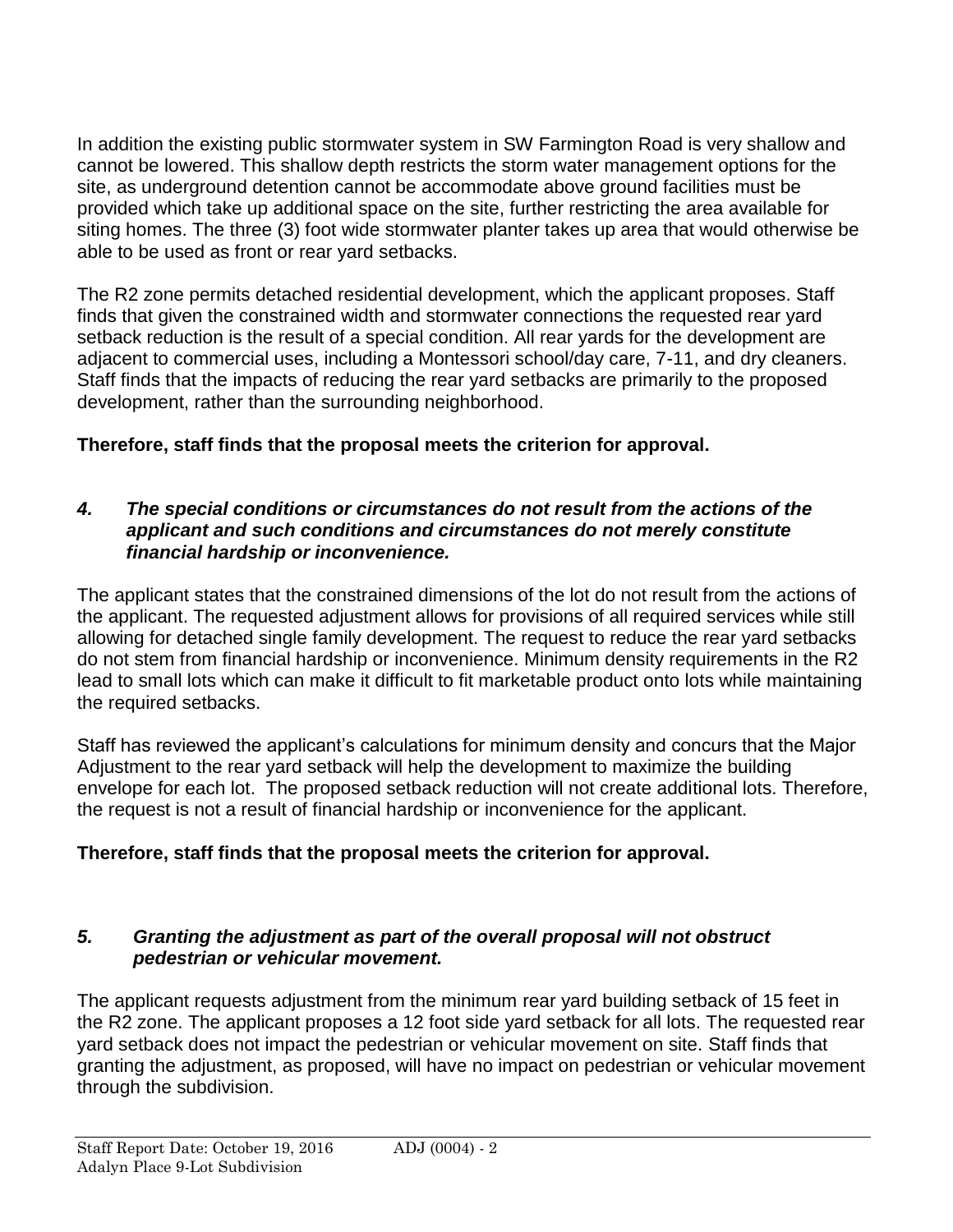In addition the existing public stormwater system in SW Farmington Road is very shallow and cannot be lowered. This shallow depth restricts the storm water management options for the site, as underground detention cannot be accommodate above ground facilities must be provided which take up additional space on the site, further restricting the area available for siting homes. The three (3) foot wide stormwater planter takes up area that would otherwise be able to be used as front or rear yard setbacks.

The R2 zone permits detached residential development, which the applicant proposes. Staff finds that given the constrained width and stormwater connections the requested rear yard setback reduction is the result of a special condition. All rear yards for the development are adjacent to commercial uses, including a Montessori school/day care, 7-11, and dry cleaners. Staff finds that the impacts of reducing the rear yard setbacks are primarily to the proposed development, rather than the surrounding neighborhood.

**Therefore, staff finds that the proposal meets the criterion for approval.**

***4. The special conditions or circumstances do not result from the actions of the applicant and such conditions and circumstances do not merely constitute financial hardship or inconvenience.***

The applicant states that the constrained dimensions of the lot do not result from the actions of the applicant. The requested adjustment allows for provisions of all required services while still allowing for detached single family development. The request to reduce the rear yard setbacks do not stem from financial hardship or inconvenience. Minimum density requirements in the R2 lead to small lots which can make it difficult to fit marketable product onto lots while maintaining the required setbacks.

Staff has reviewed the applicant's calculations for minimum density and concurs that the Major Adjustment to the rear yard setback will help the development to maximize the building envelope for each lot. The proposed setback reduction will not create additional lots. Therefore, the request is not a result of financial hardship or inconvenience for the applicant.

**Therefore, staff finds that the proposal meets the criterion for approval.**

***5. Granting the adjustment as part of the overall proposal will not obstruct pedestrian or vehicular movement.***

The applicant requests adjustment from the minimum rear yard building setback of 15 feet in the R2 zone. The applicant proposes a 12 foot side yard setback for all lots. The requested rear yard setback does not impact the pedestrian or vehicular movement on site. Staff finds that granting the adjustment, as proposed, will have no impact on pedestrian or vehicular movement through the subdivision.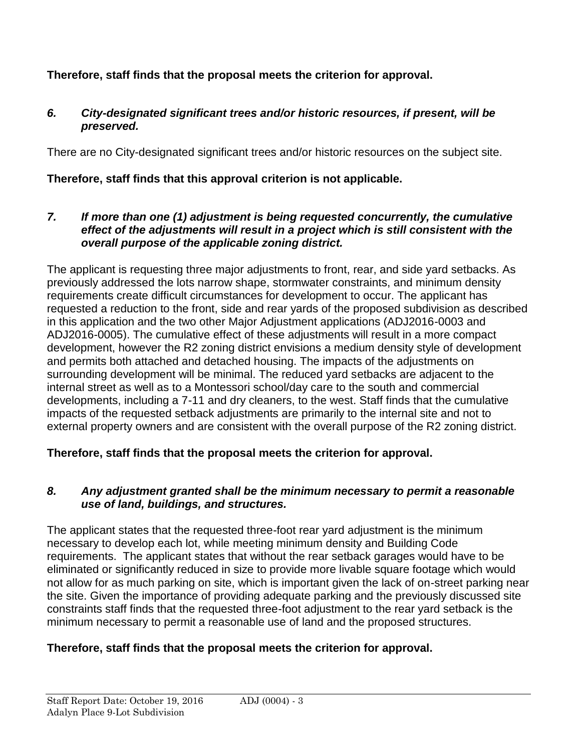**Therefore, staff finds that the proposal meets the criterion for approval.**

*6. City-designated significant trees and/or historic resources, if present, will be preserved.*

There are no City-designated significant trees and/or historic resources on the subject site.

**Therefore, staff finds that this approval criterion is not applicable.**

*7. If more than one (1) adjustment is being requested concurrently, the cumulative effect of the adjustments will result in a project which is still consistent with the overall purpose of the applicable zoning district.*

The applicant is requesting three major adjustments to front, rear, and side yard setbacks. As previously addressed the lots narrow shape, stormwater constraints, and minimum density requirements create difficult circumstances for development to occur. The applicant has requested a reduction to the front, side and rear yards of the proposed subdivision as described in this application and the two other Major Adjustment applications (ADJ2016-0003 and ADJ2016-0005). The cumulative effect of these adjustments will result in a more compact development, however the R2 zoning district envisions a medium density style of development and permits both attached and detached housing. The impacts of the adjustments on surrounding development will be minimal. The reduced yard setbacks are adjacent to the internal street as well as to a Montessori school/day care to the south and commercial developments, including a 7-11 and dry cleaners, to the west. Staff finds that the cumulative impacts of the requested setback adjustments are primarily to the internal site and not to external property owners and are consistent with the overall purpose of the R2 zoning district.

**Therefore, staff finds that the proposal meets the criterion for approval.**

*8. Any adjustment granted shall be the minimum necessary to permit a reasonable use of land, buildings, and structures.*

The applicant states that the requested three-foot rear yard adjustment is the minimum necessary to develop each lot, while meeting minimum density and Building Code requirements. The applicant states that without the rear setback garages would have to be eliminated or significantly reduced in size to provide more livable square footage which would not allow for as much parking on site, which is important given the lack of on-street parking near the site. Given the importance of providing adequate parking and the previously discussed site constraints staff finds that the requested three-foot adjustment to the rear yard setback is the minimum necessary to permit a reasonable use of land and the proposed structures.

**Therefore, staff finds that the proposal meets the criterion for approval.**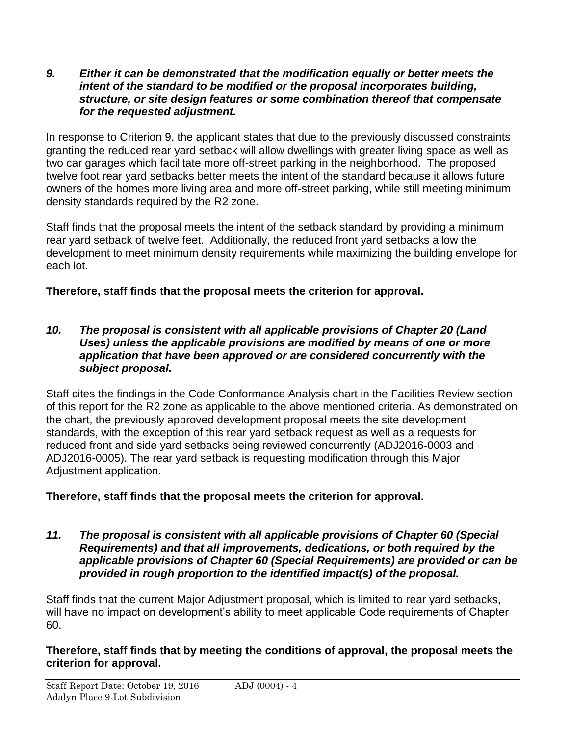***9. Either it can be demonstrated that the modification equally or better meets the intent of the standard to be modified or the proposal incorporates building, structure, or site design features or some combination thereof that compensate for the requested adjustment.***

In response to Criterion 9, the applicant states that due to the previously discussed constraints granting the reduced rear yard setback will allow dwellings with greater living space as well as two car garages which facilitate more off-street parking in the neighborhood. The proposed twelve foot rear yard setbacks better meets the intent of the standard because it allows future owners of the homes more living area and more off-street parking, while still meeting minimum density standards required by the R2 zone.

Staff finds that the proposal meets the intent of the setback standard by providing a minimum rear yard setback of twelve feet. Additionally, the reduced front yard setbacks allow the development to meet minimum density requirements while maximizing the building envelope for each lot.

**Therefore, staff finds that the proposal meets the criterion for approval.**

***10. The proposal is consistent with all applicable provisions of Chapter 20 (Land Uses) unless the applicable provisions are modified by means of one or more application that have been approved or are considered concurrently with the subject proposal.***

Staff cites the findings in the Code Conformance Analysis chart in the Facilities Review section of this report for the R2 zone as applicable to the above mentioned criteria. As demonstrated on the chart, the previously approved development proposal meets the site development standards, with the exception of this rear yard setback request as well as a requests for reduced front and side yard setbacks being reviewed concurrently (ADJ2016-0003 and ADJ2016-0005). The rear yard setback is requesting modification through this Major Adjustment application.

**Therefore, staff finds that the proposal meets the criterion for approval.**

***11. The proposal is consistent with all applicable provisions of Chapter 60 (Special Requirements) and that all improvements, dedications, or both required by the applicable provisions of Chapter 60 (Special Requirements) are provided or can be provided in rough proportion to the identified impact(s) of the proposal.***

Staff finds that the current Major Adjustment proposal, which is limited to rear yard setbacks, will have no impact on development's ability to meet applicable Code requirements of Chapter 60.

**Therefore, staff finds that by meeting the conditions of approval, the proposal meets the criterion for approval.**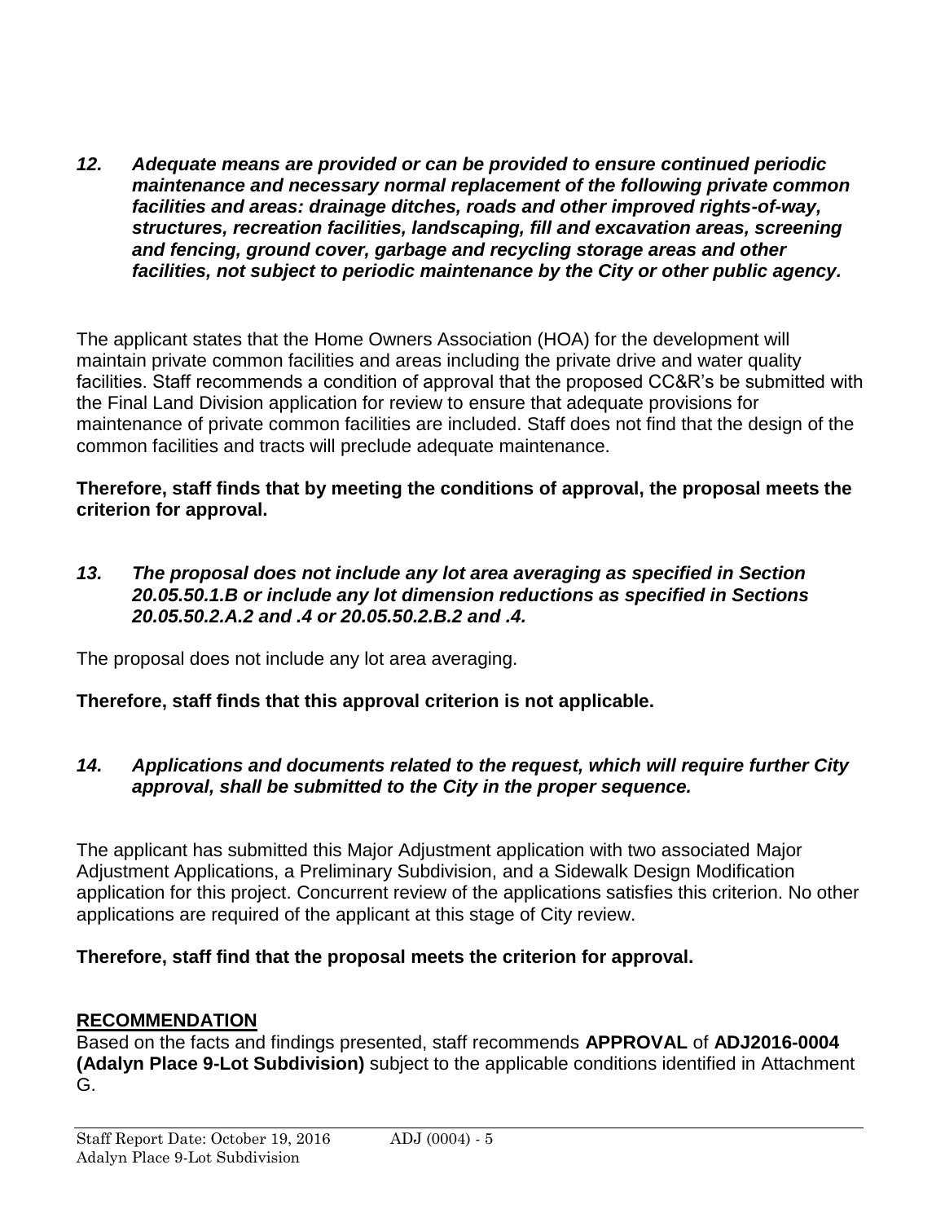***12. Adequate means are provided or can be provided to ensure continued periodic maintenance and necessary normal replacement of the following private common facilities and areas: drainage ditches, roads and other improved rights-of-way, structures, recreation facilities, landscaping, fill and excavation areas, screening and fencing, ground cover, garbage and recycling storage areas and other facilities, not subject to periodic maintenance by the City or other public agency.***

The applicant states that the Home Owners Association (HOA) for the development will maintain private common facilities and areas including the private drive and water quality facilities. Staff recommends a condition of approval that the proposed CC&R's be submitted with the Final Land Division application for review to ensure that adequate provisions for maintenance of private common facilities are included. Staff does not find that the design of the common facilities and tracts will preclude adequate maintenance.

**Therefore, staff finds that by meeting the conditions of approval, the proposal meets the criterion for approval.**

***13. The proposal does not include any lot area averaging as specified in Section 20.05.50.1.B or include any lot dimension reductions as specified in Sections 20.05.50.2.A.2 and .4 or 20.05.50.2.B.2 and .4.***

The proposal does not include any lot area averaging.

**Therefore, staff finds that this approval criterion is not applicable.**

***14. Applications and documents related to the request, which will require further City approval, shall be submitted to the City in the proper sequence.***

The applicant has submitted this Major Adjustment application with two associated Major Adjustment Applications, a Preliminary Subdivision, and a Sidewalk Design Modification application for this project. Concurrent review of the applications satisfies this criterion. No other applications are required of the applicant at this stage of City review.

**Therefore, staff find that the proposal meets the criterion for approval.**

## RECOMMENDATION

Based on the facts and findings presented, staff recommends **APPROVAL** of **ADJ2016-0004 (Adalyn Place 9-Lot Subdivision)** subject to the applicable conditions identified in Attachment G.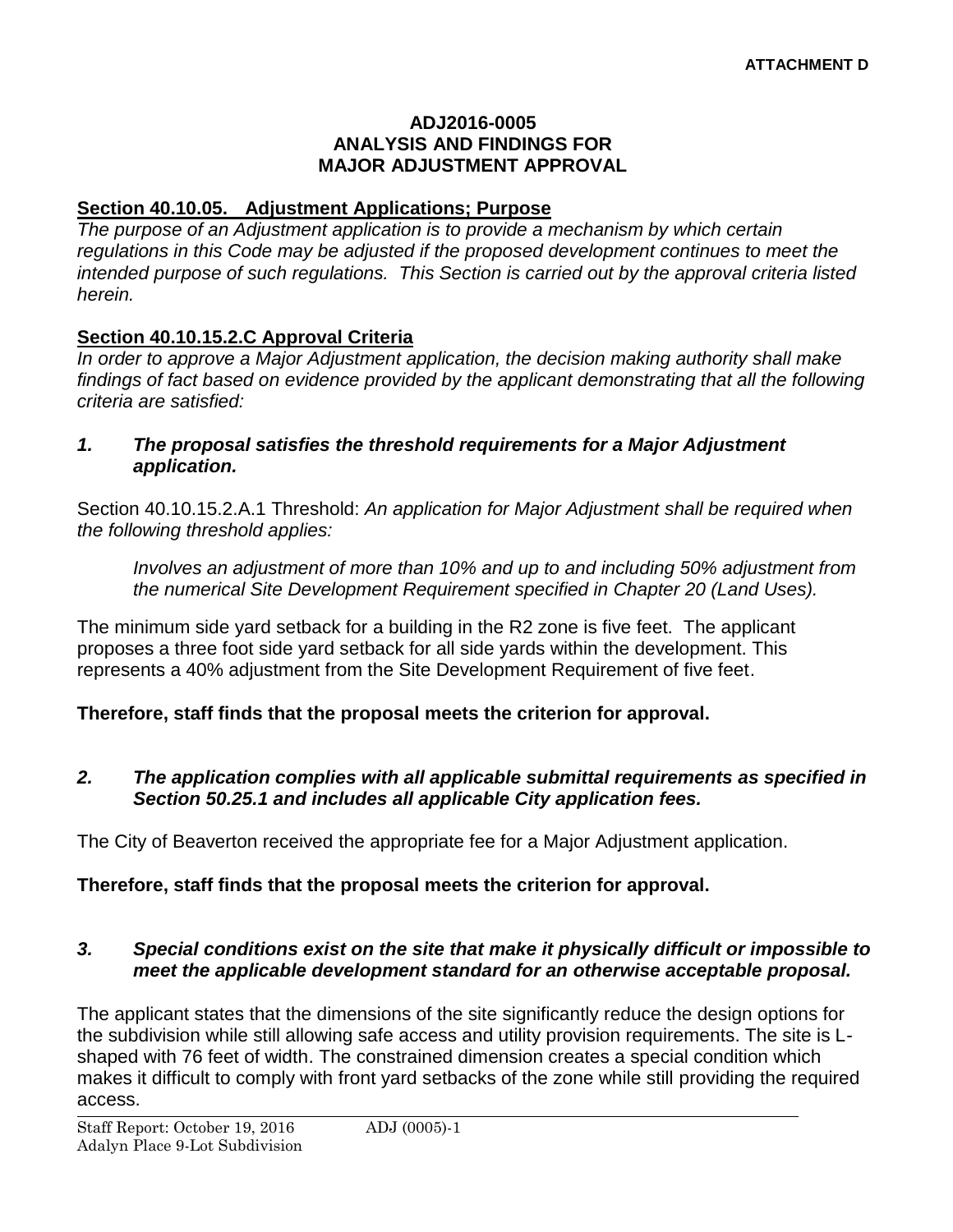**ATTACHMENT D**

# ADJ2016-0005
# ANALYSIS AND FINDINGS FOR
# MAJOR ADJUSTMENT APPROVAL

## Section 40.10.05. Adjustment Applications; Purpose

*The purpose of an Adjustment application is to provide a mechanism by which certain regulations in this Code may be adjusted if the proposed development continues to meet the intended purpose of such regulations. This Section is carried out by the approval criteria listed herein.*

## Section 40.10.15.2.C Approval Criteria

*In order to approve a Major Adjustment application, the decision making authority shall make findings of fact based on evidence provided by the applicant demonstrating that all the following criteria are satisfied:*

***1. The proposal satisfies the threshold requirements for a Major Adjustment application.***

Section 40.10.15.2.A.1 Threshold: *An application for Major Adjustment shall be required when the following threshold applies:*

> *Involves an adjustment of more than 10% and up to and including 50% adjustment from the numerical Site Development Requirement specified in Chapter 20 (Land Uses).*

The minimum side yard setback for a building in the R2 zone is five feet. The applicant proposes a three foot side yard setback for all side yards within the development. This represents a 40% adjustment from the Site Development Requirement of five feet.

**Therefore, staff finds that the proposal meets the criterion for approval.**

***2. The application complies with all applicable submittal requirements as specified in Section 50.25.1 and includes all applicable City application fees.***

The City of Beaverton received the appropriate fee for a Major Adjustment application.

**Therefore, staff finds that the proposal meets the criterion for approval.**

***3. Special conditions exist on the site that make it physically difficult or impossible to meet the applicable development standard for an otherwise acceptable proposal.***

The applicant states that the dimensions of the site significantly reduce the design options for the subdivision while still allowing safe access and utility provision requirements. The site is L-shaped with 76 feet of width. The constrained dimension creates a special condition which makes it difficult to comply with front yard setbacks of the zone while still providing the required access.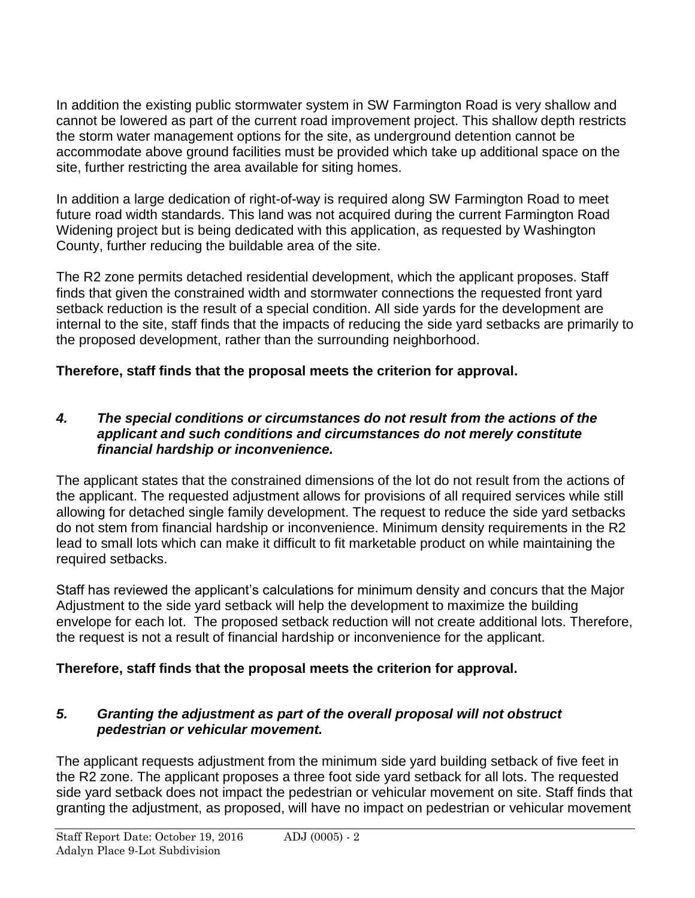In addition the existing public stormwater system in SW Farmington Road is very shallow and cannot be lowered as part of the current road improvement project. This shallow depth restricts the storm water management options for the site, as underground detention cannot be accommodate above ground facilities must be provided which take up additional space on the site, further restricting the area available for siting homes.

In addition a large dedication of right-of-way is required along SW Farmington Road to meet future road width standards. This land was not acquired during the current Farmington Road Widening project but is being dedicated with this application, as requested by Washington County, further reducing the buildable area of the site.

The R2 zone permits detached residential development, which the applicant proposes. Staff finds that given the constrained width and stormwater connections the requested front yard setback reduction is the result of a special condition. All side yards for the development are internal to the site, staff finds that the impacts of reducing the side yard setbacks are primarily to the proposed development, rather than the surrounding neighborhood.

**Therefore, staff finds that the proposal meets the criterion for approval.**

***4. The special conditions or circumstances do not result from the actions of the applicant and such conditions and circumstances do not merely constitute financial hardship or inconvenience.***

The applicant states that the constrained dimensions of the lot do not result from the actions of the applicant. The requested adjustment allows for provisions of all required services while still allowing for detached single family development. The request to reduce the side yard setbacks do not stem from financial hardship or inconvenience. Minimum density requirements in the R2 lead to small lots which can make it difficult to fit marketable product on while maintaining the required setbacks.

Staff has reviewed the applicant's calculations for minimum density and concurs that the Major Adjustment to the side yard setback will help the development to maximize the building envelope for each lot. The proposed setback reduction will not create additional lots. Therefore, the request is not a result of financial hardship or inconvenience for the applicant.

**Therefore, staff finds that the proposal meets the criterion for approval.**

***5. Granting the adjustment as part of the overall proposal will not obstruct pedestrian or vehicular movement.***

The applicant requests adjustment from the minimum side yard building setback of five feet in the R2 zone. The applicant proposes a three foot side yard setback for all lots. The requested side yard setback does not impact the pedestrian or vehicular movement on site. Staff finds that granting the adjustment, as proposed, will have no impact on pedestrian or vehicular movement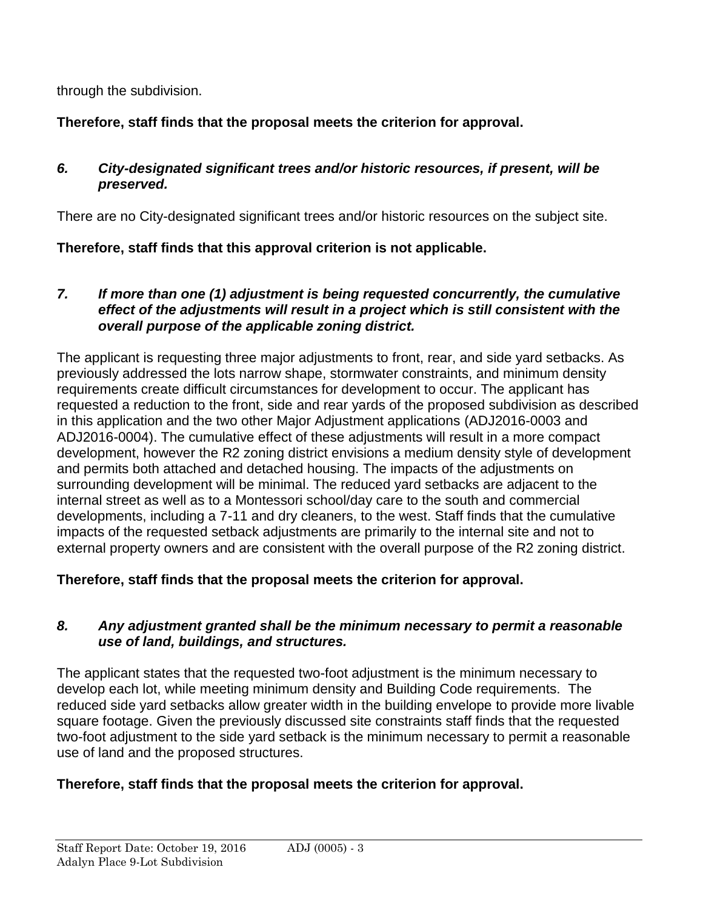through the subdivision.

**Therefore, staff finds that the proposal meets the criterion for approval.**

***6. City-designated significant trees and/or historic resources, if present, will be preserved.***

There are no City-designated significant trees and/or historic resources on the subject site.

**Therefore, staff finds that this approval criterion is not applicable.**

***7. If more than one (1) adjustment is being requested concurrently, the cumulative effect of the adjustments will result in a project which is still consistent with the overall purpose of the applicable zoning district.***

The applicant is requesting three major adjustments to front, rear, and side yard setbacks. As previously addressed the lots narrow shape, stormwater constraints, and minimum density requirements create difficult circumstances for development to occur. The applicant has requested a reduction to the front, side and rear yards of the proposed subdivision as described in this application and the two other Major Adjustment applications (ADJ2016-0003 and ADJ2016-0004). The cumulative effect of these adjustments will result in a more compact development, however the R2 zoning district envisions a medium density style of development and permits both attached and detached housing. The impacts of the adjustments on surrounding development will be minimal. The reduced yard setbacks are adjacent to the internal street as well as to a Montessori school/day care to the south and commercial developments, including a 7-11 and dry cleaners, to the west. Staff finds that the cumulative impacts of the requested setback adjustments are primarily to the internal site and not to external property owners and are consistent with the overall purpose of the R2 zoning district.

**Therefore, staff finds that the proposal meets the criterion for approval.**

***8. Any adjustment granted shall be the minimum necessary to permit a reasonable use of land, buildings, and structures.***

The applicant states that the requested two-foot adjustment is the minimum necessary to develop each lot, while meeting minimum density and Building Code requirements. The reduced side yard setbacks allow greater width in the building envelope to provide more livable square footage. Given the previously discussed site constraints staff finds that the requested two-foot adjustment to the side yard setback is the minimum necessary to permit a reasonable use of land and the proposed structures.

**Therefore, staff finds that the proposal meets the criterion for approval.**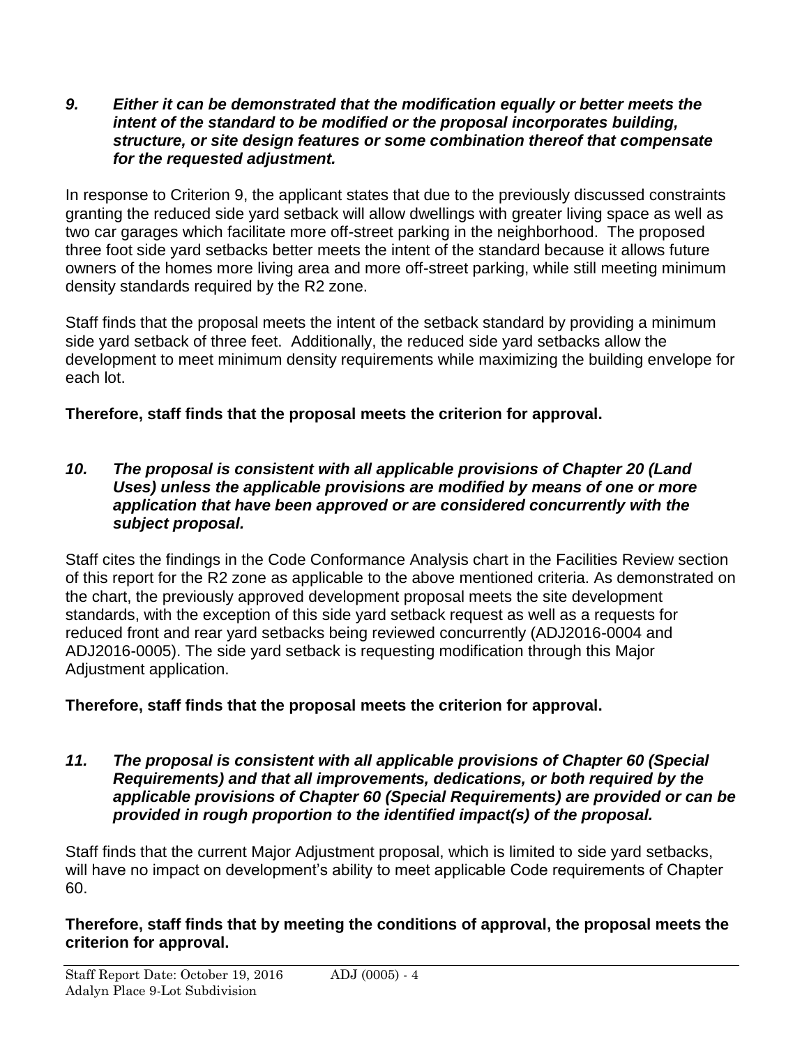***9. Either it can be demonstrated that the modification equally or better meets the intent of the standard to be modified or the proposal incorporates building, structure, or site design features or some combination thereof that compensate for the requested adjustment.***

In response to Criterion 9, the applicant states that due to the previously discussed constraints granting the reduced side yard setback will allow dwellings with greater living space as well as two car garages which facilitate more off-street parking in the neighborhood. The proposed three foot side yard setbacks better meets the intent of the standard because it allows future owners of the homes more living area and more off-street parking, while still meeting minimum density standards required by the R2 zone.

Staff finds that the proposal meets the intent of the setback standard by providing a minimum side yard setback of three feet. Additionally, the reduced side yard setbacks allow the development to meet minimum density requirements while maximizing the building envelope for each lot.

**Therefore, staff finds that the proposal meets the criterion for approval.**

***10. The proposal is consistent with all applicable provisions of Chapter 20 (Land Uses) unless the applicable provisions are modified by means of one or more application that have been approved or are considered concurrently with the subject proposal.***

Staff cites the findings in the Code Conformance Analysis chart in the Facilities Review section of this report for the R2 zone as applicable to the above mentioned criteria. As demonstrated on the chart, the previously approved development proposal meets the site development standards, with the exception of this side yard setback request as well as a requests for reduced front and rear yard setbacks being reviewed concurrently (ADJ2016-0004 and ADJ2016-0005). The side yard setback is requesting modification through this Major Adjustment application.

**Therefore, staff finds that the proposal meets the criterion for approval.**

***11. The proposal is consistent with all applicable provisions of Chapter 60 (Special Requirements) and that all improvements, dedications, or both required by the applicable provisions of Chapter 60 (Special Requirements) are provided or can be provided in rough proportion to the identified impact(s) of the proposal.***

Staff finds that the current Major Adjustment proposal, which is limited to side yard setbacks, will have no impact on development's ability to meet applicable Code requirements of Chapter 60.

**Therefore, staff finds that by meeting the conditions of approval, the proposal meets the criterion for approval.**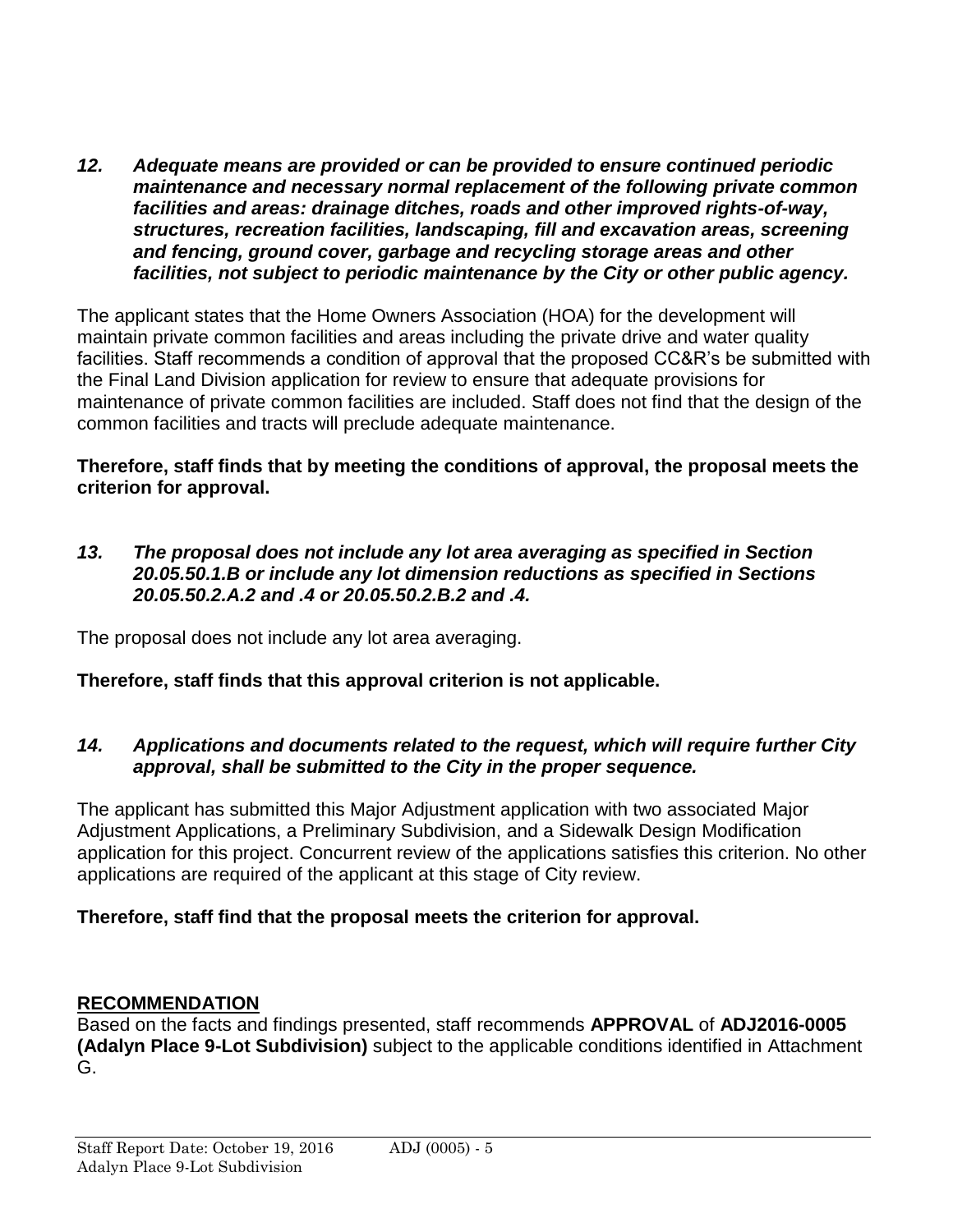***12. Adequate means are provided or can be provided to ensure continued periodic maintenance and necessary normal replacement of the following private common facilities and areas: drainage ditches, roads and other improved rights-of-way, structures, recreation facilities, landscaping, fill and excavation areas, screening and fencing, ground cover, garbage and recycling storage areas and other facilities, not subject to periodic maintenance by the City or other public agency.***

The applicant states that the Home Owners Association (HOA) for the development will maintain private common facilities and areas including the private drive and water quality facilities. Staff recommends a condition of approval that the proposed CC&R's be submitted with the Final Land Division application for review to ensure that adequate provisions for maintenance of private common facilities are included. Staff does not find that the design of the common facilities and tracts will preclude adequate maintenance.

**Therefore, staff finds that by meeting the conditions of approval, the proposal meets the criterion for approval.**

***13. The proposal does not include any lot area averaging as specified in Section 20.05.50.1.B or include any lot dimension reductions as specified in Sections 20.05.50.2.A.2 and .4 or 20.05.50.2.B.2 and .4.***

The proposal does not include any lot area averaging.

**Therefore, staff finds that this approval criterion is not applicable.**

***14. Applications and documents related to the request, which will require further City approval, shall be submitted to the City in the proper sequence.***

The applicant has submitted this Major Adjustment application with two associated Major Adjustment Applications, a Preliminary Subdivision, and a Sidewalk Design Modification application for this project. Concurrent review of the applications satisfies this criterion. No other applications are required of the applicant at this stage of City review.

**Therefore, staff find that the proposal meets the criterion for approval.**

## RECOMMENDATION

Based on the facts and findings presented, staff recommends **APPROVAL** of **ADJ2016-0005 (Adalyn Place 9-Lot Subdivision)** subject to the applicable conditions identified in Attachment G.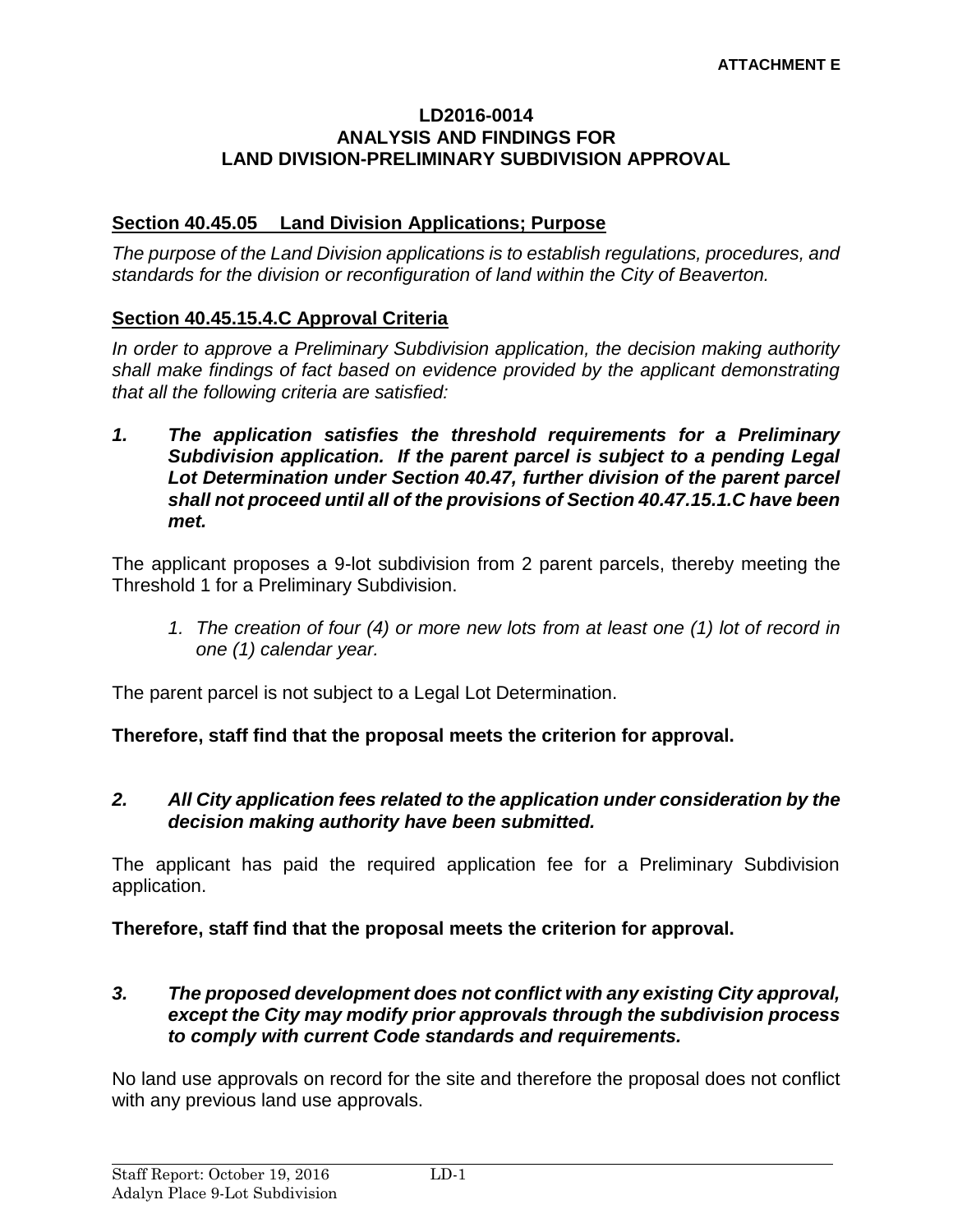**ATTACHMENT E**

# LD2016-0014
## ANALYSIS AND FINDINGS FOR LAND DIVISION-PRELIMINARY SUBDIVISION APPROVAL

### Section 40.45.05 Land Division Applications; Purpose

*The purpose of the Land Division applications is to establish regulations, procedures, and standards for the division or reconfiguration of land within the City of Beaverton.*

### Section 40.45.15.4.C Approval Criteria

*In order to approve a Preliminary Subdivision application, the decision making authority shall make findings of fact based on evidence provided by the applicant demonstrating that all the following criteria are satisfied:*

***1. The application satisfies the threshold requirements for a Preliminary Subdivision application. If the parent parcel is subject to a pending Legal Lot Determination under Section 40.47, further division of the parent parcel shall not proceed until all of the provisions of Section 40.47.15.1.C have been met.***

The applicant proposes a 9-lot subdivision from 2 parent parcels, thereby meeting the Threshold 1 for a Preliminary Subdivision.

> *1. The creation of four (4) or more new lots from at least one (1) lot of record in one (1) calendar year.*

The parent parcel is not subject to a Legal Lot Determination.

**Therefore, staff find that the proposal meets the criterion for approval.**

***2. All City application fees related to the application under consideration by the decision making authority have been submitted.***

The applicant has paid the required application fee for a Preliminary Subdivision application.

**Therefore, staff find that the proposal meets the criterion for approval.**

***3. The proposed development does not conflict with any existing City approval, except the City may modify prior approvals through the subdivision process to comply with current Code standards and requirements.***

No land use approvals on record for the site and therefore the proposal does not conflict with any previous land use approvals.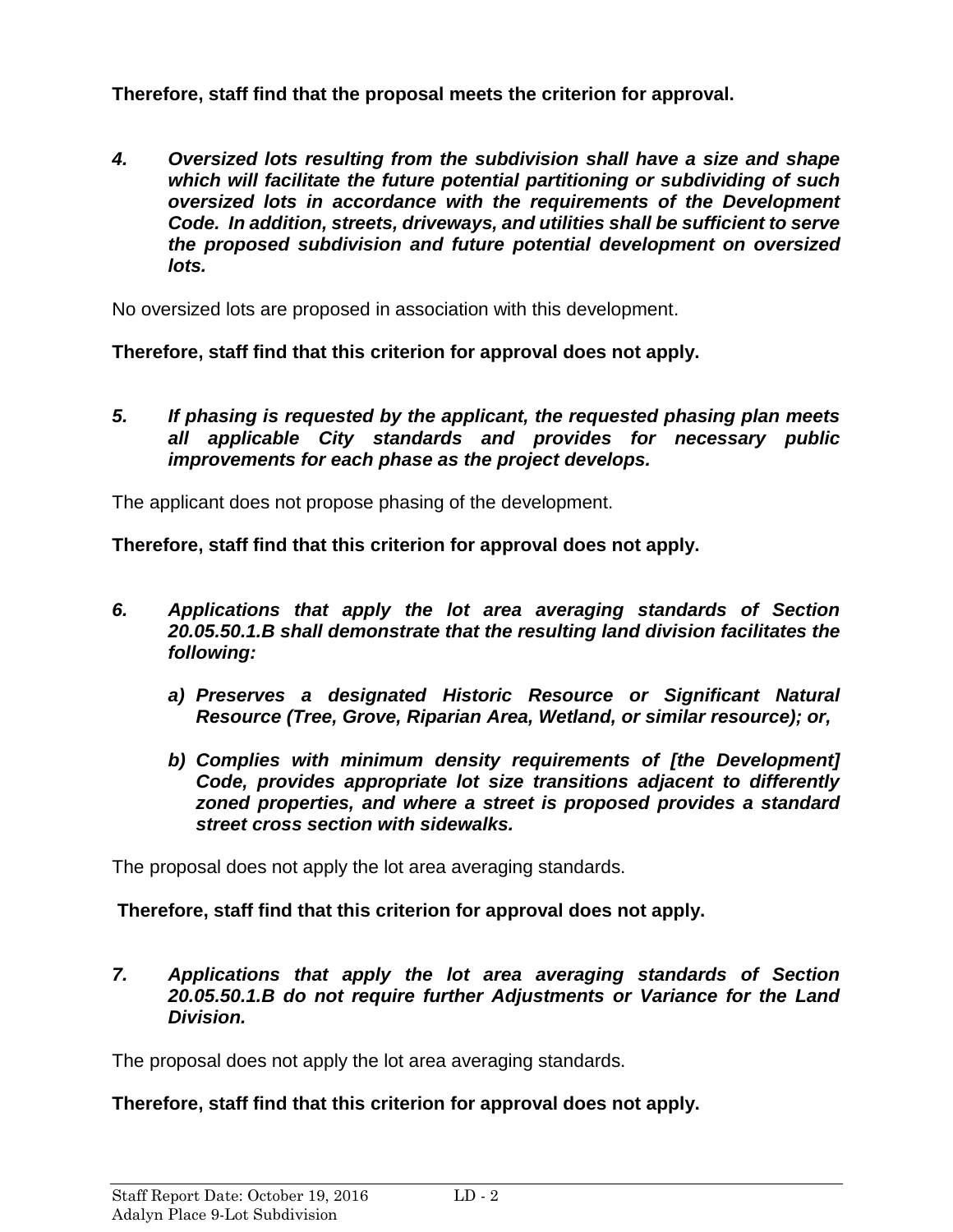**Therefore, staff find that the proposal meets the criterion for approval.**

4. ***Oversized lots resulting from the subdivision shall have a size and shape which will facilitate the future potential partitioning or subdividing of such oversized lots in accordance with the requirements of the Development Code. In addition, streets, driveways, and utilities shall be sufficient to serve the proposed subdivision and future potential development on oversized lots.***

No oversized lots are proposed in association with this development.

**Therefore, staff find that this criterion for approval does not apply.**

5. ***If phasing is requested by the applicant, the requested phasing plan meets all applicable City standards and provides for necessary public improvements for each phase as the project develops.***

The applicant does not propose phasing of the development.

**Therefore, staff find that this criterion for approval does not apply.**

6. ***Applications that apply the lot area averaging standards of Section 20.05.50.1.B shall demonstrate that the resulting land division facilitates the following:***

    a) ***Preserves a designated Historic Resource or Significant Natural Resource (Tree, Grove, Riparian Area, Wetland, or similar resource); or,***

    b) ***Complies with minimum density requirements of [the Development] Code, provides appropriate lot size transitions adjacent to differently zoned properties, and where a street is proposed provides a standard street cross section with sidewalks.***

The proposal does not apply the lot area averaging standards.

**Therefore, staff find that this criterion for approval does not apply.**

7. ***Applications that apply the lot area averaging standards of Section 20.05.50.1.B do not require further Adjustments or Variance for the Land Division.***

The proposal does not apply the lot area averaging standards.

**Therefore, staff find that this criterion for approval does not apply.**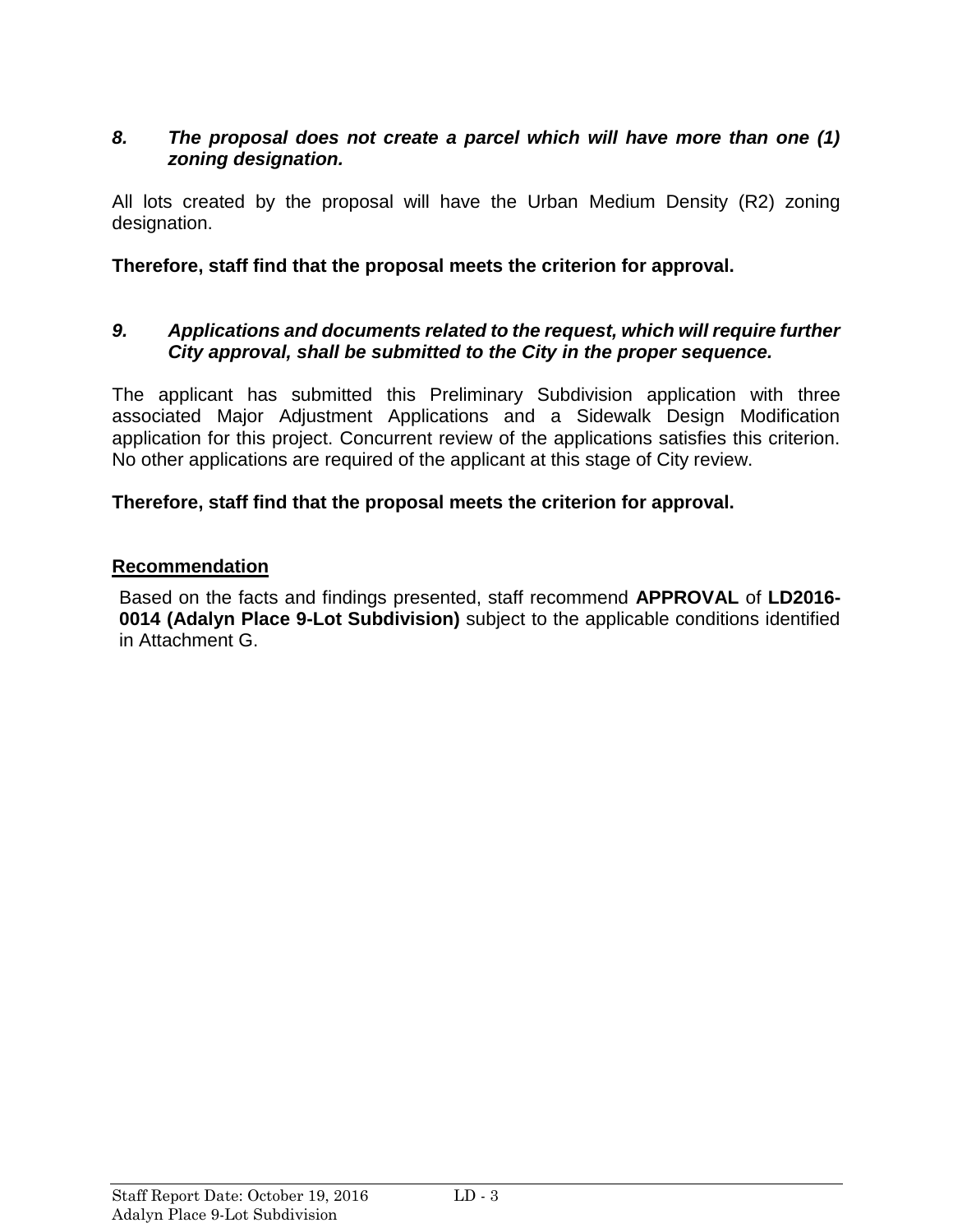***8. The proposal does not create a parcel which will have more than one (1) zoning designation.***

All lots created by the proposal will have the Urban Medium Density (R2) zoning designation.

**Therefore, staff find that the proposal meets the criterion for approval.**

***9. Applications and documents related to the request, which will require further City approval, shall be submitted to the City in the proper sequence.***

The applicant has submitted this Preliminary Subdivision application with three associated Major Adjustment Applications and a Sidewalk Design Modification application for this project. Concurrent review of the applications satisfies this criterion. No other applications are required of the applicant at this stage of City review.

**Therefore, staff find that the proposal meets the criterion for approval.**

## Recommendation

Based on the facts and findings presented, staff recommend **APPROVAL** of **LD2016-0014 (Adalyn Place 9-Lot Subdivision)** subject to the applicable conditions identified in Attachment G.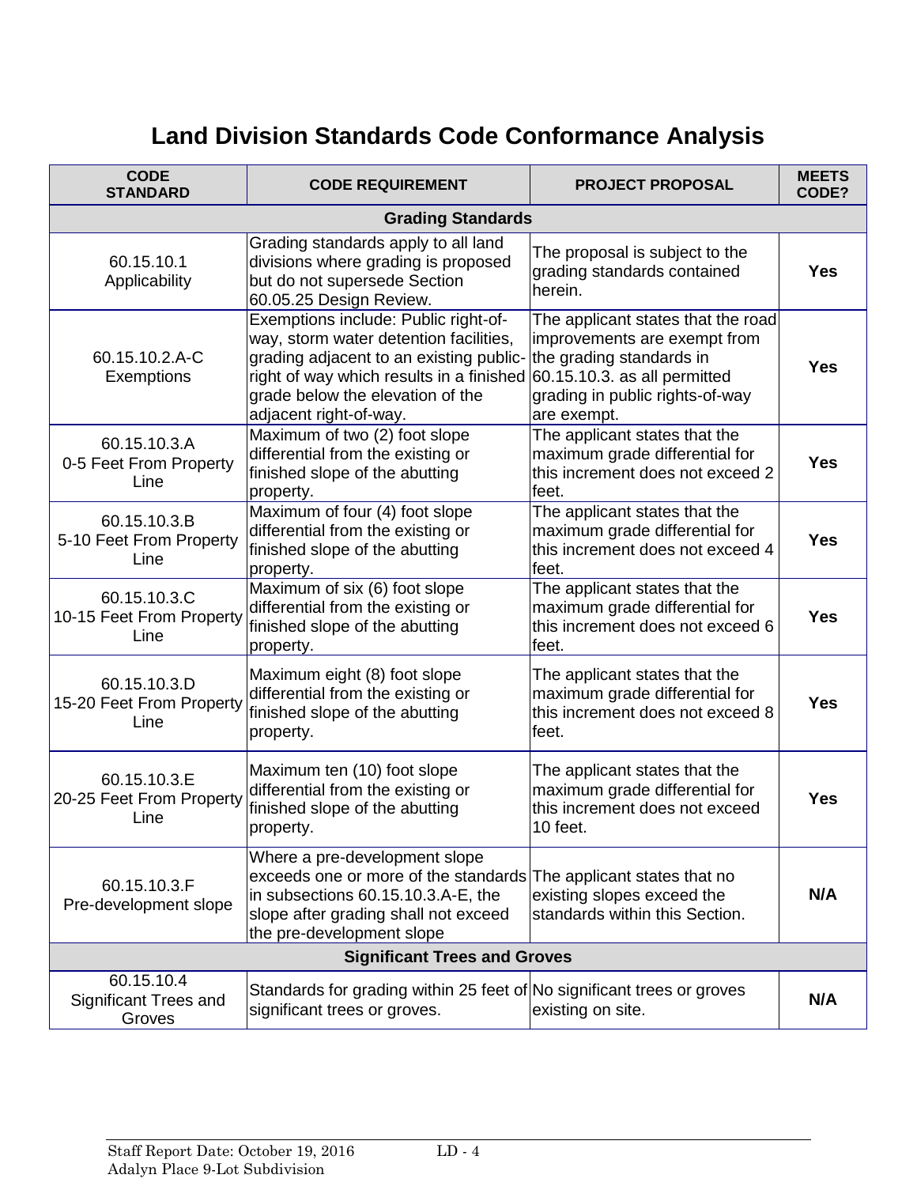# Land Division Standards Code Conformance Analysis

| CODE STANDARD | CODE REQUIREMENT | PROJECT PROPOSAL | MEETS CODE? |
|---|---|---|---|
| **Grading Standards** | | | |
| 60.15.10.1 Applicability | Grading standards apply to all land divisions where grading is proposed but do not supersede Section 60.05.25 Design Review. | The proposal is subject to the grading standards contained herein. | **Yes** |
| 60.15.10.2.A-C Exemptions | Exemptions include: Public right-of-way, storm water detention facilities, grading adjacent to an existing public-right of way which results in a finished grade below the elevation of the adjacent right-of-way. | The applicant states that the road improvements are exempt from the grading standards in 60.15.10.3. as all permitted grading in public rights-of-way are exempt. | **Yes** |
| 60.15.10.3.A 0-5 Feet From Property Line | Maximum of two (2) foot slope differential from the existing or finished slope of the abutting property. | The applicant states that the maximum grade differential for this increment does not exceed 2 feet. | **Yes** |
| 60.15.10.3.B 5-10 Feet From Property Line | Maximum of four (4) foot slope differential from the existing or finished slope of the abutting property. | The applicant states that the maximum grade differential for this increment does not exceed 4 feet. | **Yes** |
| 60.15.10.3.C 10-15 Feet From Property Line | Maximum of six (6) foot slope differential from the existing or finished slope of the abutting property. | The applicant states that the maximum grade differential for this increment does not exceed 6 feet. | **Yes** |
| 60.15.10.3.D 15-20 Feet From Property Line | Maximum eight (8) foot slope differential from the existing or finished slope of the abutting property. | The applicant states that the maximum grade differential for this increment does not exceed 8 feet. | **Yes** |
| 60.15.10.3.E 20-25 Feet From Property Line | Maximum ten (10) foot slope differential from the existing or finished slope of the abutting property. | The applicant states that the maximum grade differential for this increment does not exceed 10 feet. | **Yes** |
| 60.15.10.3.F Pre-development slope | Where a pre-development slope exceeds one or more of the standards in subsections 60.15.10.3.A-E, the slope after grading shall not exceed the pre-development slope | The applicant states that no existing slopes exceed the standards within this Section. | **N/A** |
| **Significant Trees and Groves** | | | |
| 60.15.10.4 Significant Trees and Groves | Standards for grading within 25 feet of significant trees or groves. | No significant trees or groves existing on site. | **N/A** |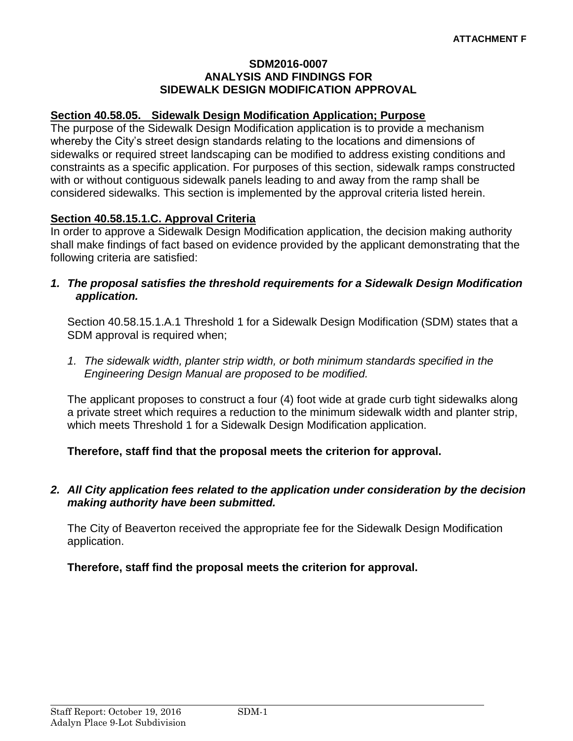**ATTACHMENT F**

**SDM2016-0007**
**ANALYSIS AND FINDINGS FOR**
**SIDEWALK DESIGN MODIFICATION APPROVAL**

**Section 40.58.05. Sidewalk Design Modification Application; Purpose**

The purpose of the Sidewalk Design Modification application is to provide a mechanism whereby the City's street design standards relating to the locations and dimensions of sidewalks or required street landscaping can be modified to address existing conditions and constraints as a specific application. For purposes of this section, sidewalk ramps constructed with or without contiguous sidewalk panels leading to and away from the ramp shall be considered sidewalks. This section is implemented by the approval criteria listed herein.

**Section 40.58.15.1.C. Approval Criteria**

In order to approve a Sidewalk Design Modification application, the decision making authority shall make findings of fact based on evidence provided by the applicant demonstrating that the following criteria are satisfied:

***1. The proposal satisfies the threshold requirements for a Sidewalk Design Modification application.***

Section 40.58.15.1.A.1 Threshold 1 for a Sidewalk Design Modification (SDM) states that a SDM approval is required when;

*1. The sidewalk width, planter strip width, or both minimum standards specified in the Engineering Design Manual are proposed to be modified.*

The applicant proposes to construct a four (4) foot wide at grade curb tight sidewalks along a private street which requires a reduction to the minimum sidewalk width and planter strip, which meets Threshold 1 for a Sidewalk Design Modification application.

**Therefore, staff find that the proposal meets the criterion for approval.**

***2. All City application fees related to the application under consideration by the decision making authority have been submitted.***

The City of Beaverton received the appropriate fee for the Sidewalk Design Modification application.

**Therefore, staff find the proposal meets the criterion for approval.**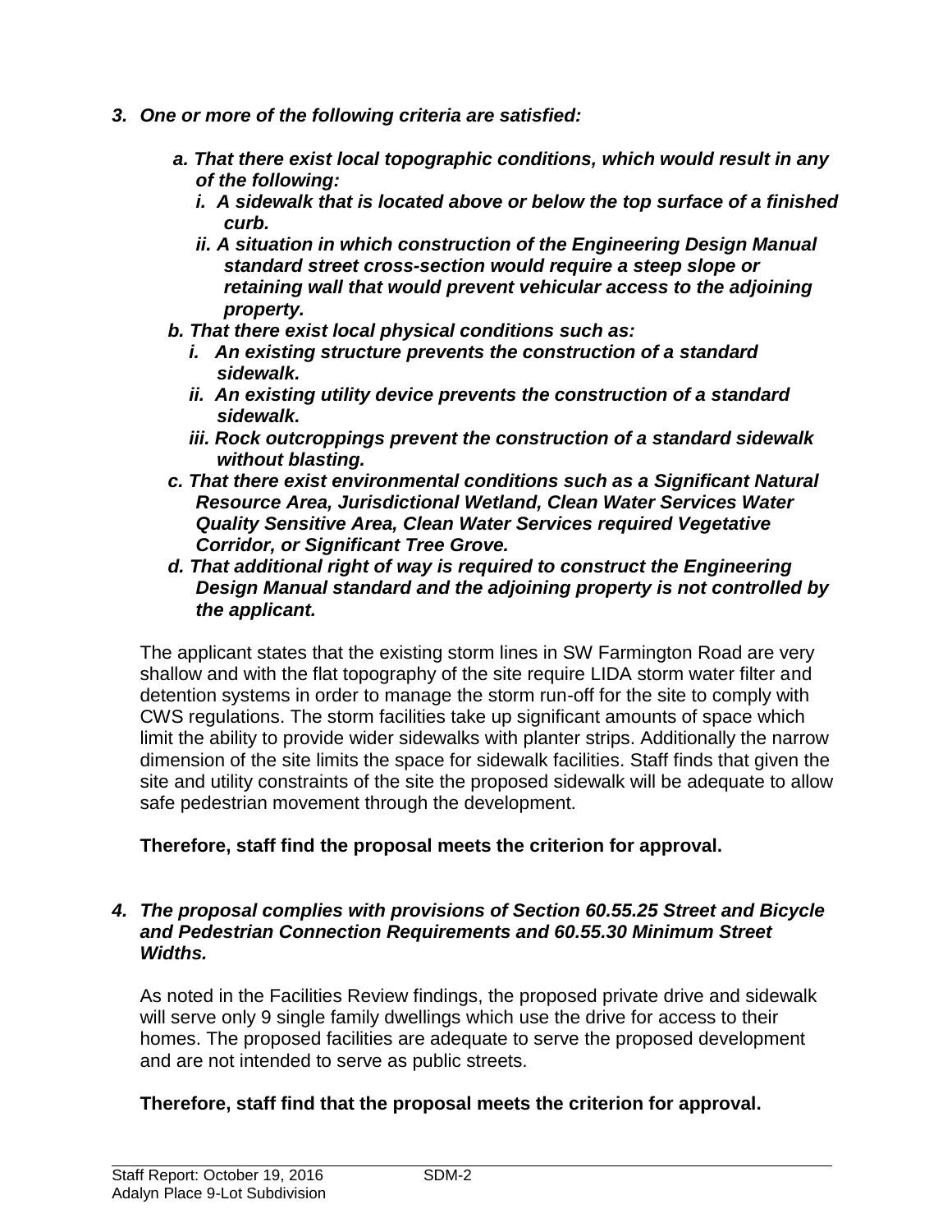3. ***One or more of the following criteria are satisfied:***

    ***a. That there exist local topographic conditions, which would result in any of the following:***

    ***i. A sidewalk that is located above or below the top surface of a finished curb.***

    ***ii. A situation in which construction of the Engineering Design Manual standard street cross-section would require a steep slope or retaining wall that would prevent vehicular access to the adjoining property.***

    ***b. That there exist local physical conditions such as:***

    ***i. An existing structure prevents the construction of a standard sidewalk.***

    ***ii. An existing utility device prevents the construction of a standard sidewalk.***

    ***iii. Rock outcroppings prevent the construction of a standard sidewalk without blasting.***

    ***c. That there exist environmental conditions such as a Significant Natural Resource Area, Jurisdictional Wetland, Clean Water Services Water Quality Sensitive Area, Clean Water Services required Vegetative Corridor, or Significant Tree Grove.***

    ***d. That additional right of way is required to construct the Engineering Design Manual standard and the adjoining property is not controlled by the applicant.***

    The applicant states that the existing storm lines in SW Farmington Road are very shallow and with the flat topography of the site require LIDA storm water filter and detention systems in order to manage the storm run-off for the site to comply with CWS regulations. The storm facilities take up significant amounts of space which limit the ability to provide wider sidewalks with planter strips. Additionally the narrow dimension of the site limits the space for sidewalk facilities. Staff finds that given the site and utility constraints of the site the proposed sidewalk will be adequate to allow safe pedestrian movement through the development.

    **Therefore, staff find the proposal meets the criterion for approval.**

4. ***The proposal complies with provisions of Section 60.55.25 Street and Bicycle and Pedestrian Connection Requirements and 60.55.30 Minimum Street Widths.***

    As noted in the Facilities Review findings, the proposed private drive and sidewalk will serve only 9 single family dwellings which use the drive for access to their homes. The proposed facilities are adequate to serve the proposed development and are not intended to serve as public streets.

    **Therefore, staff find that the proposal meets the criterion for approval.**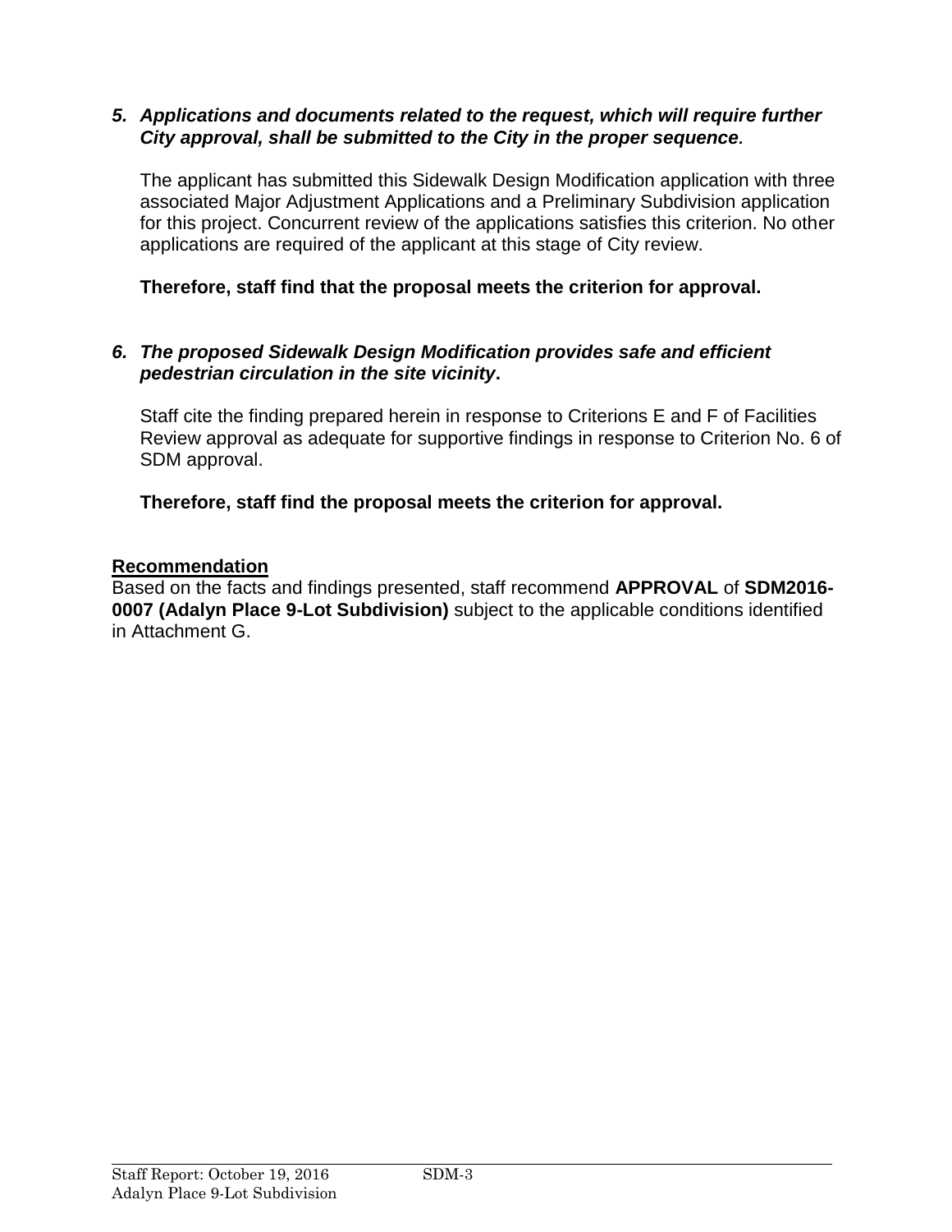5. ***Applications and documents related to the request, which will require further City approval, shall be submitted to the City in the proper sequence.***

   The applicant has submitted this Sidewalk Design Modification application with three associated Major Adjustment Applications and a Preliminary Subdivision application for this project. Concurrent review of the applications satisfies this criterion. No other applications are required of the applicant at this stage of City review.

   **Therefore, staff find that the proposal meets the criterion for approval.**

6. ***The proposed Sidewalk Design Modification provides safe and efficient pedestrian circulation in the site vicinity*.**

   Staff cite the finding prepared herein in response to Criterions E and F of Facilities Review approval as adequate for supportive findings in response to Criterion No. 6 of SDM approval.

   **Therefore, staff find the proposal meets the criterion for approval.**

**<u>Recommendation</u>**
Based on the facts and findings presented, staff recommend **APPROVAL** of **SDM2016-0007 (Adalyn Place 9-Lot Subdivision)** subject to the applicable conditions identified in Attachment G.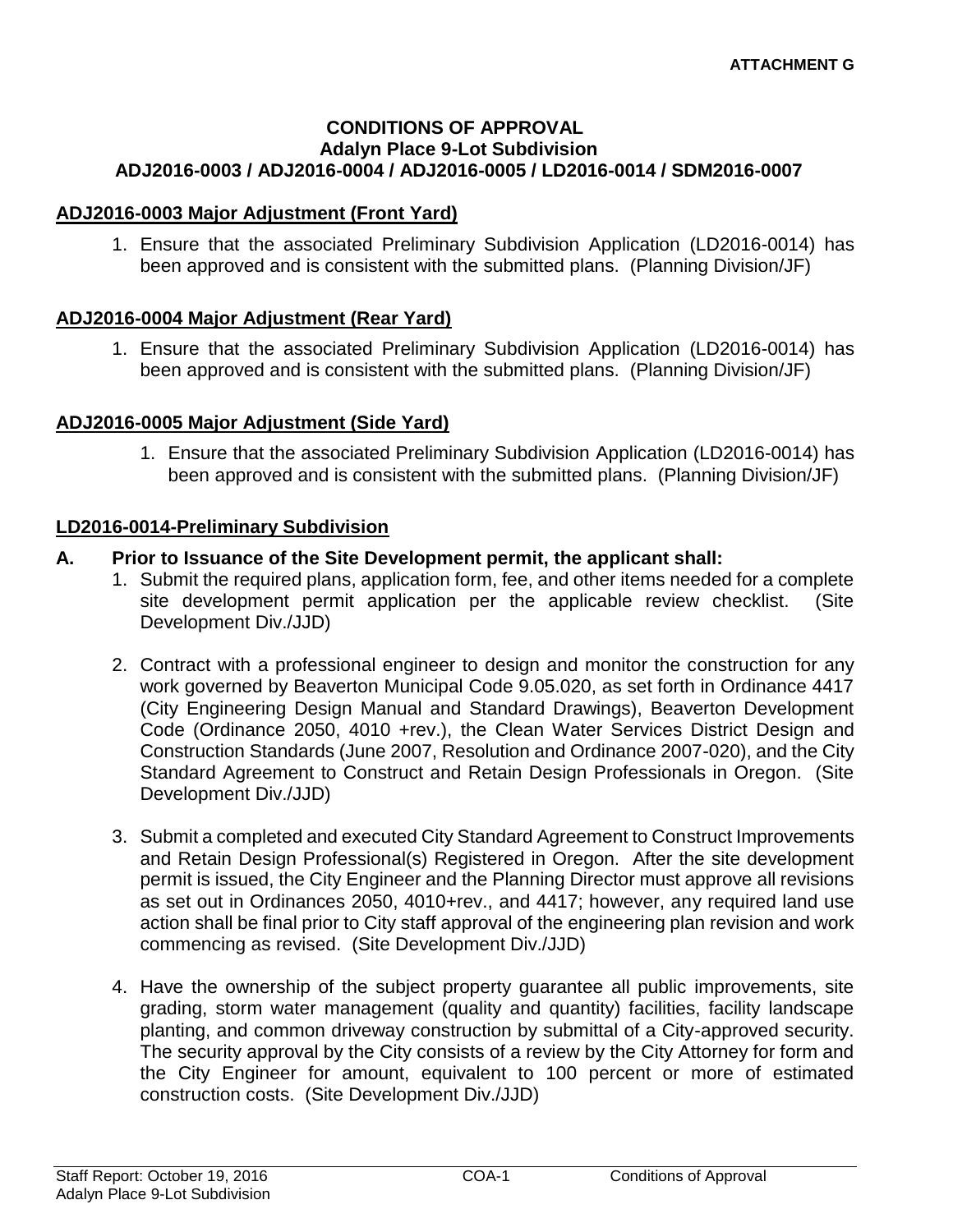**ATTACHMENT G**

# CONDITIONS OF APPROVAL
## Adalyn Place 9-Lot Subdivision
## ADJ2016-0003 / ADJ2016-0004 / ADJ2016-0005 / LD2016-0014 / SDM2016-0007

**ADJ2016-0003 Major Adjustment (Front Yard)**

1. Ensure that the associated Preliminary Subdivision Application (LD2016-0014) has been approved and is consistent with the submitted plans. (Planning Division/JF)

**ADJ2016-0004 Major Adjustment (Rear Yard)**

1. Ensure that the associated Preliminary Subdivision Application (LD2016-0014) has been approved and is consistent with the submitted plans. (Planning Division/JF)

**ADJ2016-0005 Major Adjustment (Side Yard)**

1. Ensure that the associated Preliminary Subdivision Application (LD2016-0014) has been approved and is consistent with the submitted plans. (Planning Division/JF)

**LD2016-0014-Preliminary Subdivision**

**A. Prior to Issuance of the Site Development permit, the applicant shall:**

1. Submit the required plans, application form, fee, and other items needed for a complete site development permit application per the applicable review checklist. (Site Development Div./JJD)

2. Contract with a professional engineer to design and monitor the construction for any work governed by Beaverton Municipal Code 9.05.020, as set forth in Ordinance 4417 (City Engineering Design Manual and Standard Drawings), Beaverton Development Code (Ordinance 2050, 4010 +rev.), the Clean Water Services District Design and Construction Standards (June 2007, Resolution and Ordinance 2007-020), and the City Standard Agreement to Construct and Retain Design Professionals in Oregon. (Site Development Div./JJD)

3. Submit a completed and executed City Standard Agreement to Construct Improvements and Retain Design Professional(s) Registered in Oregon. After the site development permit is issued, the City Engineer and the Planning Director must approve all revisions as set out in Ordinances 2050, 4010+rev., and 4417; however, any required land use action shall be final prior to City staff approval of the engineering plan revision and work commencing as revised. (Site Development Div./JJD)

4. Have the ownership of the subject property guarantee all public improvements, site grading, storm water management (quality and quantity) facilities, facility landscape planting, and common driveway construction by submittal of a City-approved security. The security approval by the City consists of a review by the City Attorney for form and the City Engineer for amount, equivalent to 100 percent or more of estimated construction costs. (Site Development Div./JJD)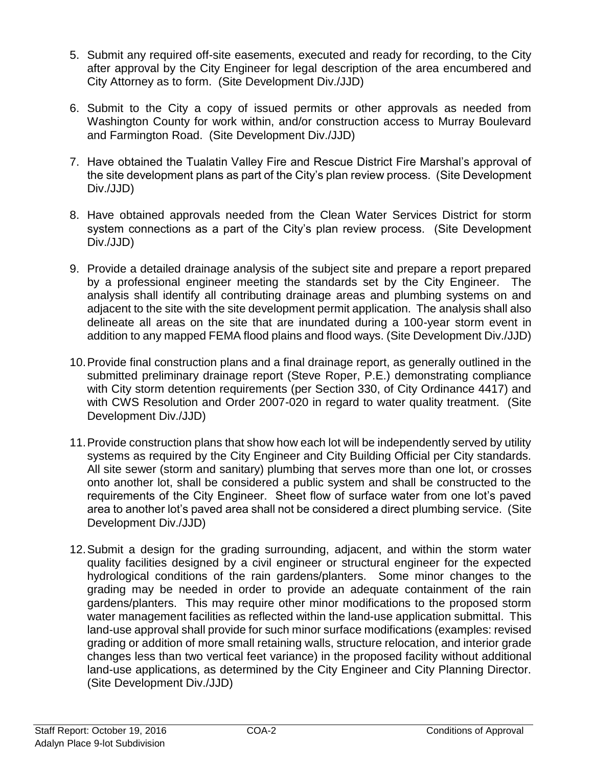5. Submit any required off-site easements, executed and ready for recording, to the City after approval by the City Engineer for legal description of the area encumbered and City Attorney as to form. (Site Development Div./JJD)

6. Submit to the City a copy of issued permits or other approvals as needed from Washington County for work within, and/or construction access to Murray Boulevard and Farmington Road. (Site Development Div./JJD)

7. Have obtained the Tualatin Valley Fire and Rescue District Fire Marshal's approval of the site development plans as part of the City's plan review process. (Site Development Div./JJD)

8. Have obtained approvals needed from the Clean Water Services District for storm system connections as a part of the City's plan review process. (Site Development Div./JJD)

9. Provide a detailed drainage analysis of the subject site and prepare a report prepared by a professional engineer meeting the standards set by the City Engineer. The analysis shall identify all contributing drainage areas and plumbing systems on and adjacent to the site with the site development permit application. The analysis shall also delineate all areas on the site that are inundated during a 100-year storm event in addition to any mapped FEMA flood plains and flood ways. (Site Development Div./JJD)

10. Provide final construction plans and a final drainage report, as generally outlined in the submitted preliminary drainage report (Steve Roper, P.E.) demonstrating compliance with City storm detention requirements (per Section 330, of City Ordinance 4417) and with CWS Resolution and Order 2007-020 in regard to water quality treatment. (Site Development Div./JJD)

11. Provide construction plans that show how each lot will be independently served by utility systems as required by the City Engineer and City Building Official per City standards. All site sewer (storm and sanitary) plumbing that serves more than one lot, or crosses onto another lot, shall be considered a public system and shall be constructed to the requirements of the City Engineer. Sheet flow of surface water from one lot's paved area to another lot's paved area shall not be considered a direct plumbing service. (Site Development Div./JJD)

12. Submit a design for the grading surrounding, adjacent, and within the storm water quality facilities designed by a civil engineer or structural engineer for the expected hydrological conditions of the rain gardens/planters. Some minor changes to the grading may be needed in order to provide an adequate containment of the rain gardens/planters. This may require other minor modifications to the proposed storm water management facilities as reflected within the land-use application submittal. This land-use approval shall provide for such minor surface modifications (examples: revised grading or addition of more small retaining walls, structure relocation, and interior grade changes less than two vertical feet variance) in the proposed facility without additional land-use applications, as determined by the City Engineer and City Planning Director. (Site Development Div./JJD)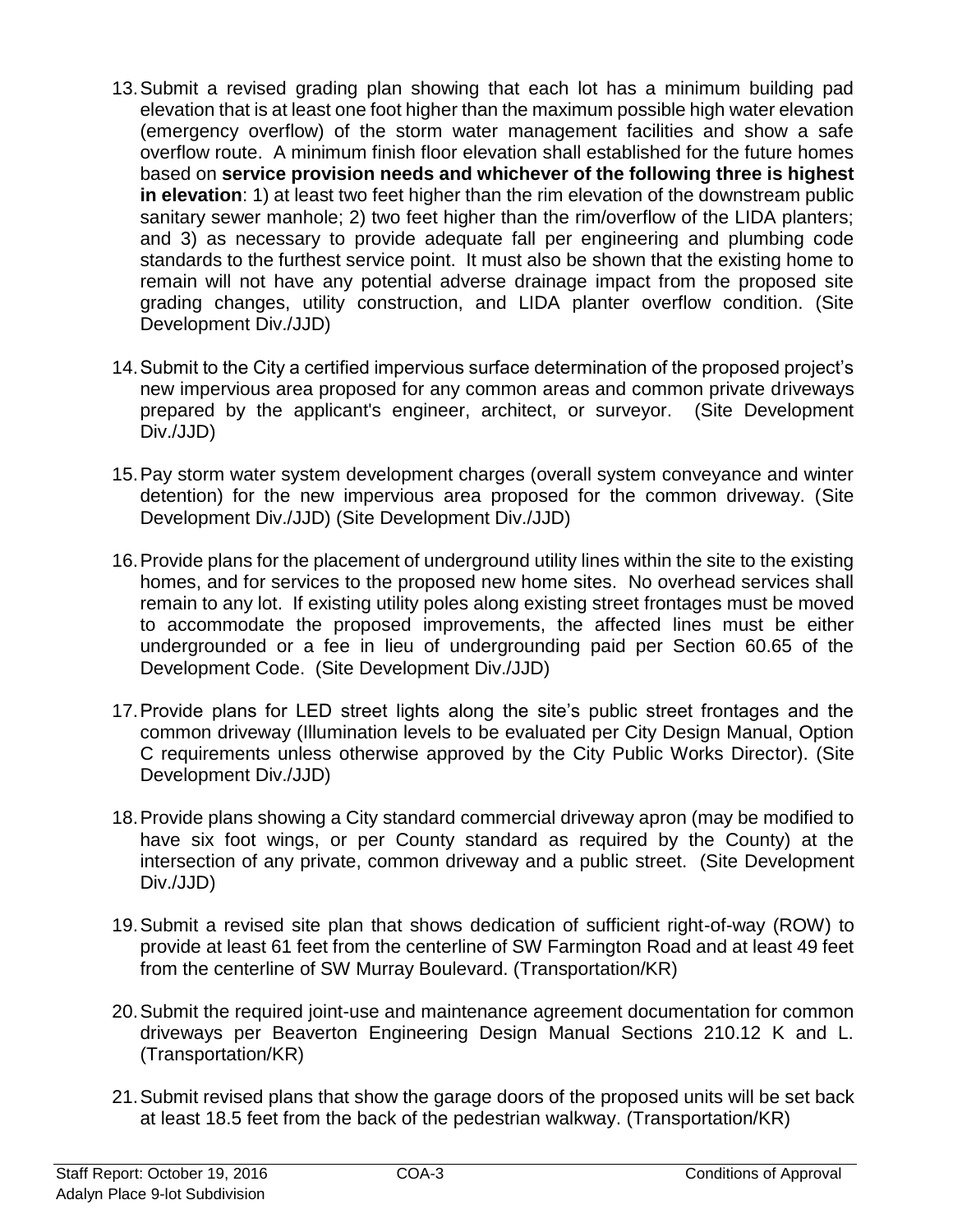13. Submit a revised grading plan showing that each lot has a minimum building pad elevation that is at least one foot higher than the maximum possible high water elevation (emergency overflow) of the storm water management facilities and show a safe overflow route. A minimum finish floor elevation shall established for the future homes based on **service provision needs and whichever of the following three is highest in elevation**: 1) at least two feet higher than the rim elevation of the downstream public sanitary sewer manhole; 2) two feet higher than the rim/overflow of the LIDA planters; and 3) as necessary to provide adequate fall per engineering and plumbing code standards to the furthest service point. It must also be shown that the existing home to remain will not have any potential adverse drainage impact from the proposed site grading changes, utility construction, and LIDA planter overflow condition. (Site Development Div./JJD)

14. Submit to the City a certified impervious surface determination of the proposed project's new impervious area proposed for any common areas and common private driveways prepared by the applicant's engineer, architect, or surveyor. (Site Development Div./JJD)

15. Pay storm water system development charges (overall system conveyance and winter detention) for the new impervious area proposed for the common driveway. (Site Development Div./JJD) (Site Development Div./JJD)

16. Provide plans for the placement of underground utility lines within the site to the existing homes, and for services to the proposed new home sites. No overhead services shall remain to any lot. If existing utility poles along existing street frontages must be moved to accommodate the proposed improvements, the affected lines must be either undergrounded or a fee in lieu of undergrounding paid per Section 60.65 of the Development Code. (Site Development Div./JJD)

17. Provide plans for LED street lights along the site's public street frontages and the common driveway (Illumination levels to be evaluated per City Design Manual, Option C requirements unless otherwise approved by the City Public Works Director). (Site Development Div./JJD)

18. Provide plans showing a City standard commercial driveway apron (may be modified to have six foot wings, or per County standard as required by the County) at the intersection of any private, common driveway and a public street. (Site Development Div./JJD)

19. Submit a revised site plan that shows dedication of sufficient right-of-way (ROW) to provide at least 61 feet from the centerline of SW Farmington Road and at least 49 feet from the centerline of SW Murray Boulevard. (Transportation/KR)

20. Submit the required joint-use and maintenance agreement documentation for common driveways per Beaverton Engineering Design Manual Sections 210.12 K and L. (Transportation/KR)

21. Submit revised plans that show the garage doors of the proposed units will be set back at least 18.5 feet from the back of the pedestrian walkway. (Transportation/KR)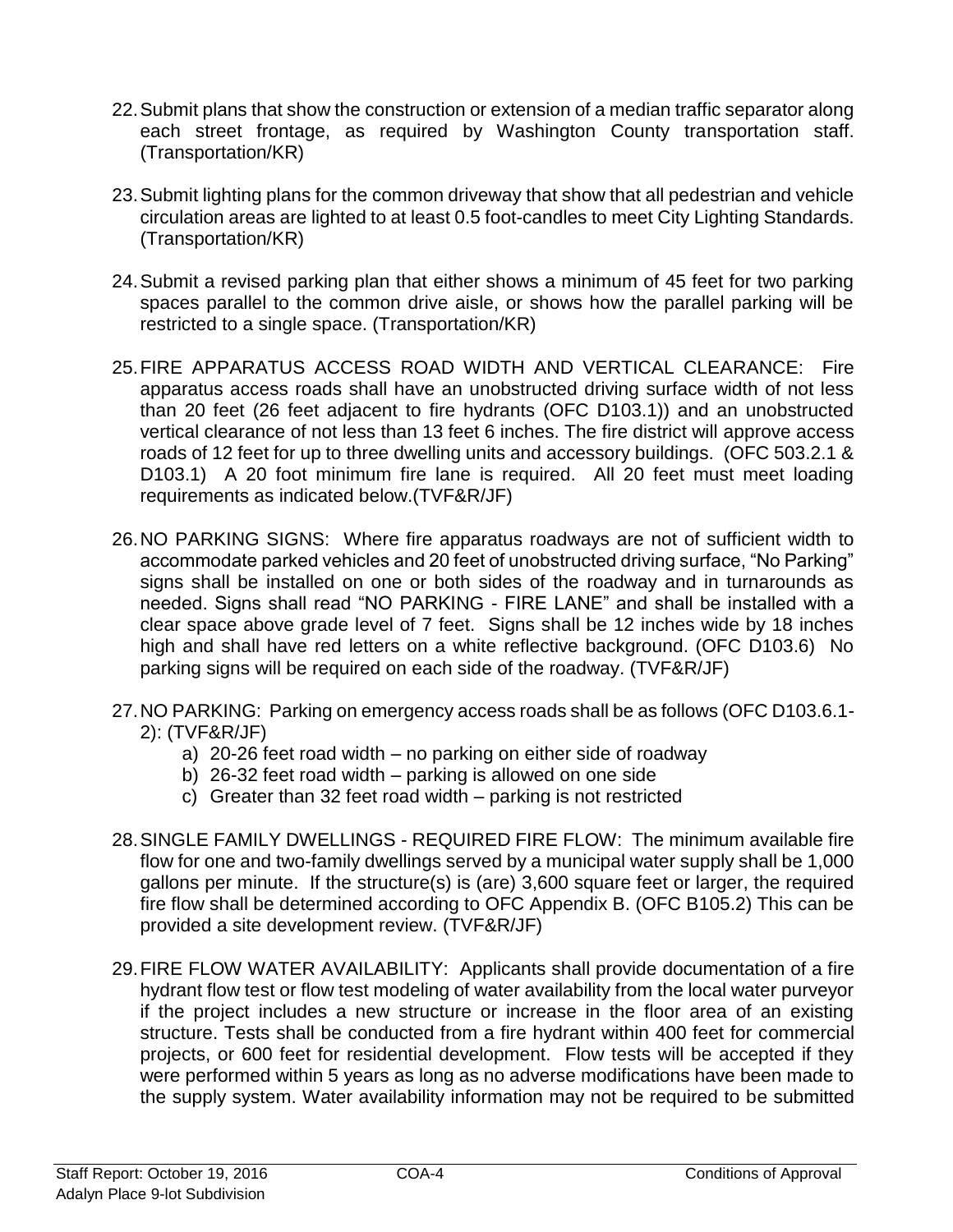22. Submit plans that show the construction or extension of a median traffic separator along each street frontage, as required by Washington County transportation staff. (Transportation/KR)

23. Submit lighting plans for the common driveway that show that all pedestrian and vehicle circulation areas are lighted to at least 0.5 foot-candles to meet City Lighting Standards. (Transportation/KR)

24. Submit a revised parking plan that either shows a minimum of 45 feet for two parking spaces parallel to the common drive aisle, or shows how the parallel parking will be restricted to a single space. (Transportation/KR)

25. FIRE APPARATUS ACCESS ROAD WIDTH AND VERTICAL CLEARANCE: Fire apparatus access roads shall have an unobstructed driving surface width of not less than 20 feet (26 feet adjacent to fire hydrants (OFC D103.1)) and an unobstructed vertical clearance of not less than 13 feet 6 inches. The fire district will approve access roads of 12 feet for up to three dwelling units and accessory buildings. (OFC 503.2.1 & D103.1) A 20 foot minimum fire lane is required. All 20 feet must meet loading requirements as indicated below.(TVF&R/JF)

26. NO PARKING SIGNS: Where fire apparatus roadways are not of sufficient width to accommodate parked vehicles and 20 feet of unobstructed driving surface, "No Parking" signs shall be installed on one or both sides of the roadway and in turnarounds as needed. Signs shall read "NO PARKING - FIRE LANE" and shall be installed with a clear space above grade level of 7 feet. Signs shall be 12 inches wide by 18 inches high and shall have red letters on a white reflective background. (OFC D103.6) No parking signs will be required on each side of the roadway. (TVF&R/JF)

27. NO PARKING: Parking on emergency access roads shall be as follows (OFC D103.6.1-2): (TVF&R/JF)
    a) 20-26 feet road width – no parking on either side of roadway
    b) 26-32 feet road width – parking is allowed on one side
    c) Greater than 32 feet road width – parking is not restricted

28. SINGLE FAMILY DWELLINGS - REQUIRED FIRE FLOW: The minimum available fire flow for one and two-family dwellings served by a municipal water supply shall be 1,000 gallons per minute. If the structure(s) is (are) 3,600 square feet or larger, the required fire flow shall be determined according to OFC Appendix B. (OFC B105.2) This can be provided a site development review. (TVF&R/JF)

29. FIRE FLOW WATER AVAILABILITY: Applicants shall provide documentation of a fire hydrant flow test or flow test modeling of water availability from the local water purveyor if the project includes a new structure or increase in the floor area of an existing structure. Tests shall be conducted from a fire hydrant within 400 feet for commercial projects, or 600 feet for residential development. Flow tests will be accepted if they were performed within 5 years as long as no adverse modifications have been made to the supply system. Water availability information may not be required to be submitted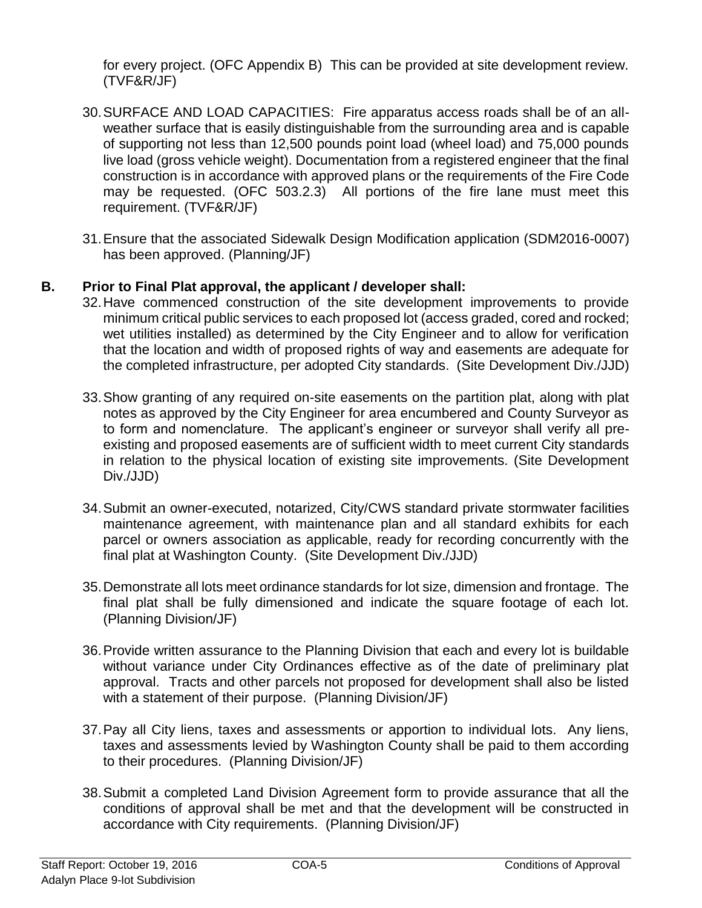for every project. (OFC Appendix B) This can be provided at site development review. (TVF&R/JF)

30. SURFACE AND LOAD CAPACITIES: Fire apparatus access roads shall be of an all-weather surface that is easily distinguishable from the surrounding area and is capable of supporting not less than 12,500 pounds point load (wheel load) and 75,000 pounds live load (gross vehicle weight). Documentation from a registered engineer that the final construction is in accordance with approved plans or the requirements of the Fire Code may be requested. (OFC 503.2.3) All portions of the fire lane must meet this requirement. (TVF&R/JF)

31. Ensure that the associated Sidewalk Design Modification application (SDM2016-0007) has been approved. (Planning/JF)

**B. Prior to Final Plat approval, the applicant / developer shall:**

32. Have commenced construction of the site development improvements to provide minimum critical public services to each proposed lot (access graded, cored and rocked; wet utilities installed) as determined by the City Engineer and to allow for verification that the location and width of proposed rights of way and easements are adequate for the completed infrastructure, per adopted City standards. (Site Development Div./JJD)

33. Show granting of any required on-site easements on the partition plat, along with plat notes as approved by the City Engineer for area encumbered and County Surveyor as to form and nomenclature. The applicant's engineer or surveyor shall verify all pre-existing and proposed easements are of sufficient width to meet current City standards in relation to the physical location of existing site improvements. (Site Development Div./JJD)

34. Submit an owner-executed, notarized, City/CWS standard private stormwater facilities maintenance agreement, with maintenance plan and all standard exhibits for each parcel or owners association as applicable, ready for recording concurrently with the final plat at Washington County. (Site Development Div./JJD)

35. Demonstrate all lots meet ordinance standards for lot size, dimension and frontage. The final plat shall be fully dimensioned and indicate the square footage of each lot. (Planning Division/JF)

36. Provide written assurance to the Planning Division that each and every lot is buildable without variance under City Ordinances effective as of the date of preliminary plat approval. Tracts and other parcels not proposed for development shall also be listed with a statement of their purpose. (Planning Division/JF)

37. Pay all City liens, taxes and assessments or apportion to individual lots. Any liens, taxes and assessments levied by Washington County shall be paid to them according to their procedures. (Planning Division/JF)

38. Submit a completed Land Division Agreement form to provide assurance that all the conditions of approval shall be met and that the development will be constructed in accordance with City requirements. (Planning Division/JF)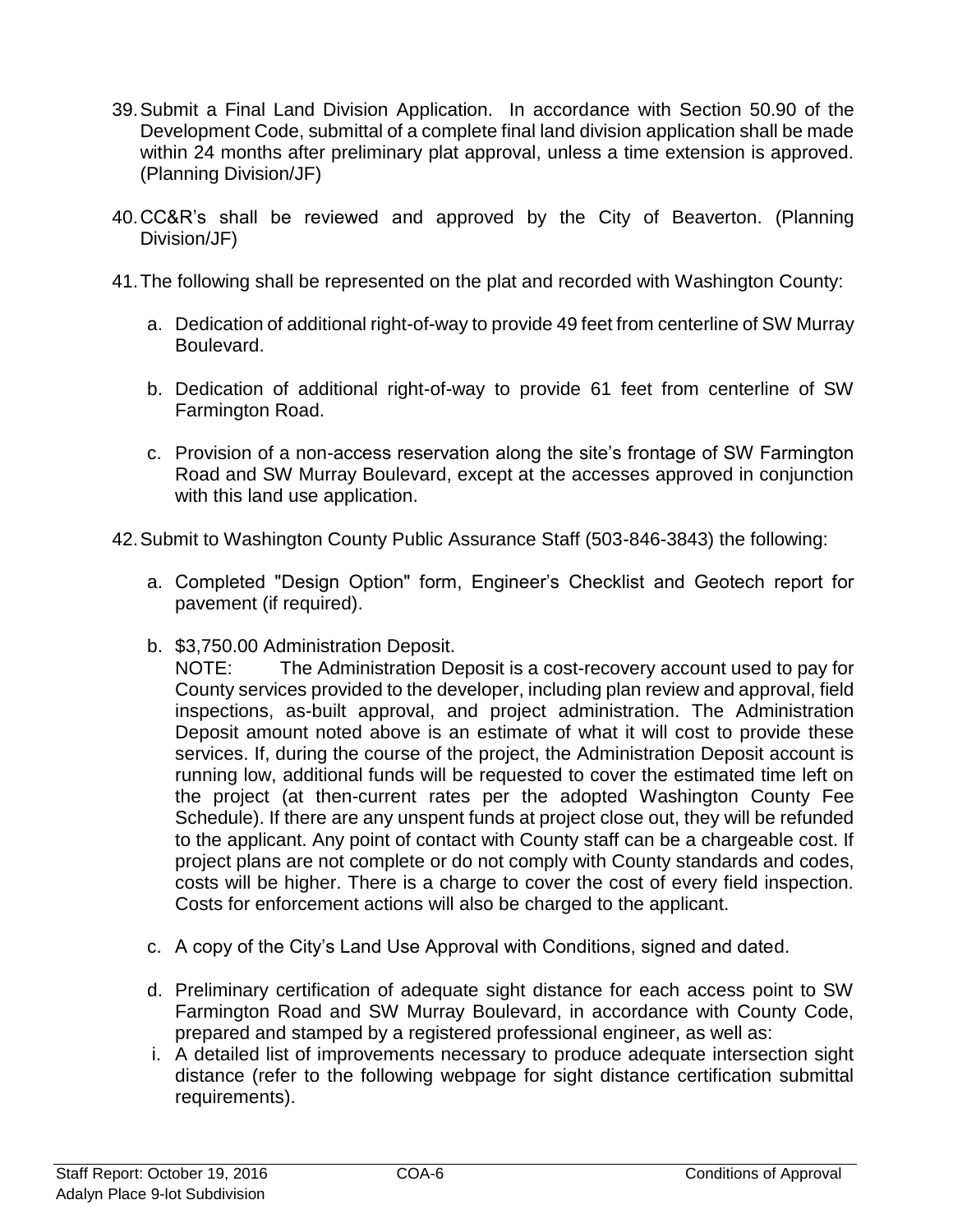39. Submit a Final Land Division Application. In accordance with Section 50.90 of the Development Code, submittal of a complete final land division application shall be made within 24 months after preliminary plat approval, unless a time extension is approved. (Planning Division/JF)

40. CC&R's shall be reviewed and approved by the City of Beaverton. (Planning Division/JF)

41. The following shall be represented on the plat and recorded with Washington County:

    a. Dedication of additional right-of-way to provide 49 feet from centerline of SW Murray Boulevard.

    b. Dedication of additional right-of-way to provide 61 feet from centerline of SW Farmington Road.

    c. Provision of a non-access reservation along the site's frontage of SW Farmington Road and SW Murray Boulevard, except at the accesses approved in conjunction with this land use application.

42. Submit to Washington County Public Assurance Staff (503-846-3843) the following:

    a. Completed "Design Option" form, Engineer's Checklist and Geotech report for pavement (if required).

    b. $3,750.00 Administration Deposit.
    NOTE: The Administration Deposit is a cost-recovery account used to pay for County services provided to the developer, including plan review and approval, field inspections, as-built approval, and project administration. The Administration Deposit amount noted above is an estimate of what it will cost to provide these services. If, during the course of the project, the Administration Deposit account is running low, additional funds will be requested to cover the estimated time left on the project (at then-current rates per the adopted Washington County Fee Schedule). If there are any unspent funds at project close out, they will be refunded to the applicant. Any point of contact with County staff can be a chargeable cost. If project plans are not complete or do not comply with County standards and codes, costs will be higher. There is a charge to cover the cost of every field inspection. Costs for enforcement actions will also be charged to the applicant.

    c. A copy of the City's Land Use Approval with Conditions, signed and dated.

    d. Preliminary certification of adequate sight distance for each access point to SW Farmington Road and SW Murray Boulevard, in accordance with County Code, prepared and stamped by a registered professional engineer, as well as:

    i. A detailed list of improvements necessary to produce adequate intersection sight distance (refer to the following webpage for sight distance certification submittal requirements).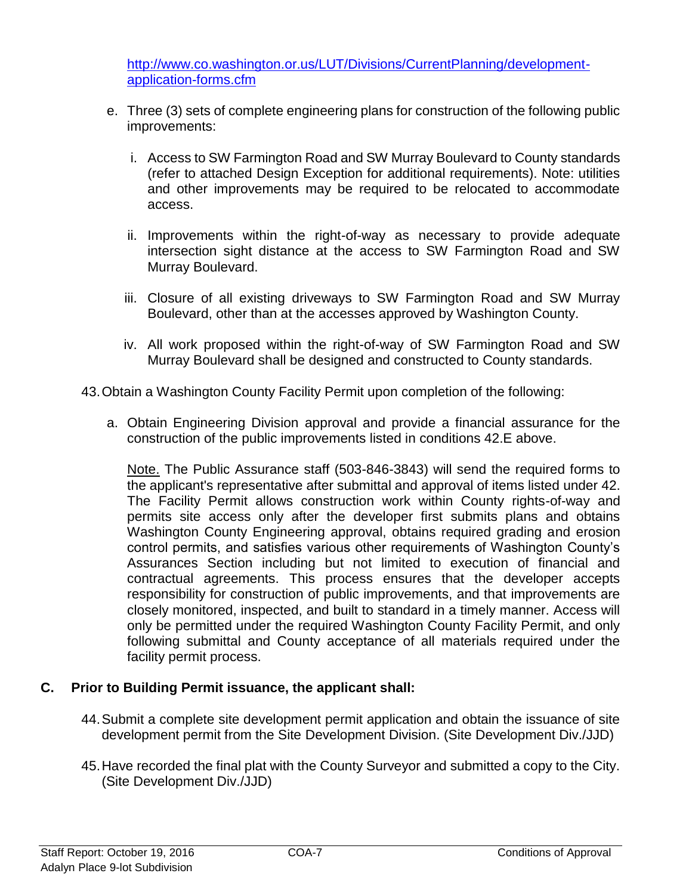http://www.co.washington.or.us/LUT/Divisions/CurrentPlanning/development-application-forms.cfm

e. Three (3) sets of complete engineering plans for construction of the following public improvements:

   i. Access to SW Farmington Road and SW Murray Boulevard to County standards (refer to attached Design Exception for additional requirements). Note: utilities and other improvements may be required to be relocated to accommodate access.

   ii. Improvements within the right-of-way as necessary to provide adequate intersection sight distance at the access to SW Farmington Road and SW Murray Boulevard.

   iii. Closure of all existing driveways to SW Farmington Road and SW Murray Boulevard, other than at the accesses approved by Washington County.

   iv. All work proposed within the right-of-way of SW Farmington Road and SW Murray Boulevard shall be designed and constructed to County standards.

43. Obtain a Washington County Facility Permit upon completion of the following:

   a. Obtain Engineering Division approval and provide a financial assurance for the construction of the public improvements listed in conditions 42.E above.

   Note. The Public Assurance staff (503-846-3843) will send the required forms to the applicant's representative after submittal and approval of items listed under 42. The Facility Permit allows construction work within County rights-of-way and permits site access only after the developer first submits plans and obtains Washington County Engineering approval, obtains required grading and erosion control permits, and satisfies various other requirements of Washington County's Assurances Section including but not limited to execution of financial and contractual agreements. This process ensures that the developer accepts responsibility for construction of public improvements, and that improvements are closely monitored, inspected, and built to standard in a timely manner. Access will only be permitted under the required Washington County Facility Permit, and only following submittal and County acceptance of all materials required under the facility permit process.

## C. Prior to Building Permit issuance, the applicant shall:

44. Submit a complete site development permit application and obtain the issuance of site development permit from the Site Development Division. (Site Development Div./JJD)

45. Have recorded the final plat with the County Surveyor and submitted a copy to the City. (Site Development Div./JJD)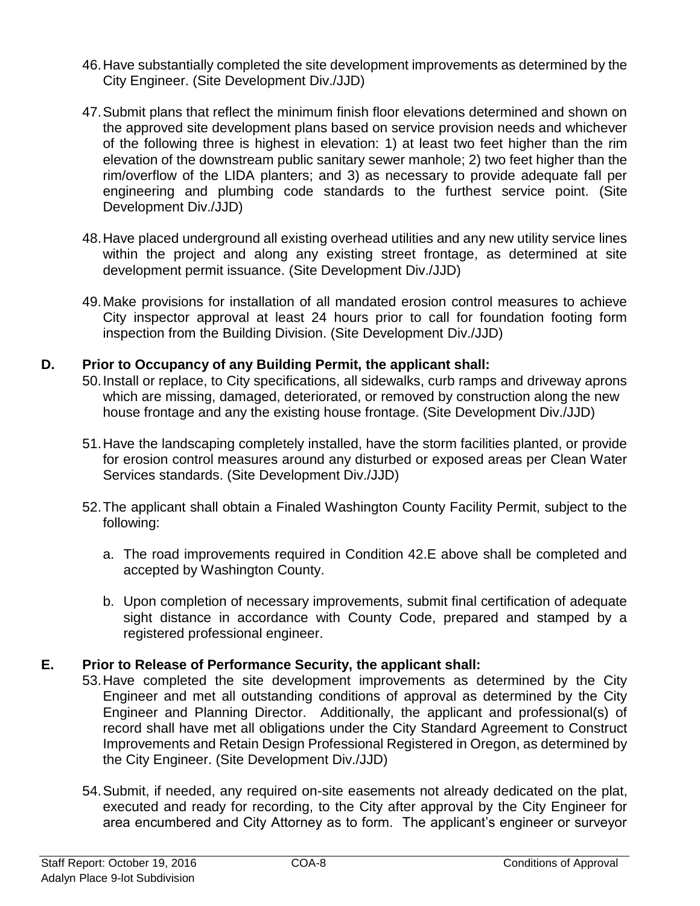46. Have substantially completed the site development improvements as determined by the City Engineer. (Site Development Div./JJD)

47. Submit plans that reflect the minimum finish floor elevations determined and shown on the approved site development plans based on service provision needs and whichever of the following three is highest in elevation: 1) at least two feet higher than the rim elevation of the downstream public sanitary sewer manhole; 2) two feet higher than the rim/overflow of the LIDA planters; and 3) as necessary to provide adequate fall per engineering and plumbing code standards to the furthest service point. (Site Development Div./JJD)

48. Have placed underground all existing overhead utilities and any new utility service lines within the project and along any existing street frontage, as determined at site development permit issuance. (Site Development Div./JJD)

49. Make provisions for installation of all mandated erosion control measures to achieve City inspector approval at least 24 hours prior to call for foundation footing form inspection from the Building Division. (Site Development Div./JJD)

**D. Prior to Occupancy of any Building Permit, the applicant shall:**

50. Install or replace, to City specifications, all sidewalks, curb ramps and driveway aprons which are missing, damaged, deteriorated, or removed by construction along the new house frontage and any the existing house frontage. (Site Development Div./JJD)

51. Have the landscaping completely installed, have the storm facilities planted, or provide for erosion control measures around any disturbed or exposed areas per Clean Water Services standards. (Site Development Div./JJD)

52. The applicant shall obtain a Finaled Washington County Facility Permit, subject to the following:

    a. The road improvements required in Condition 42.E above shall be completed and accepted by Washington County.

    b. Upon completion of necessary improvements, submit final certification of adequate sight distance in accordance with County Code, prepared and stamped by a registered professional engineer.

**E. Prior to Release of Performance Security, the applicant shall:**

53. Have completed the site development improvements as determined by the City Engineer and met all outstanding conditions of approval as determined by the City Engineer and Planning Director. Additionally, the applicant and professional(s) of record shall have met all obligations under the City Standard Agreement to Construct Improvements and Retain Design Professional Registered in Oregon, as determined by the City Engineer. (Site Development Div./JJD)

54. Submit, if needed, any required on-site easements not already dedicated on the plat, executed and ready for recording, to the City after approval by the City Engineer for area encumbered and City Attorney as to form. The applicant's engineer or surveyor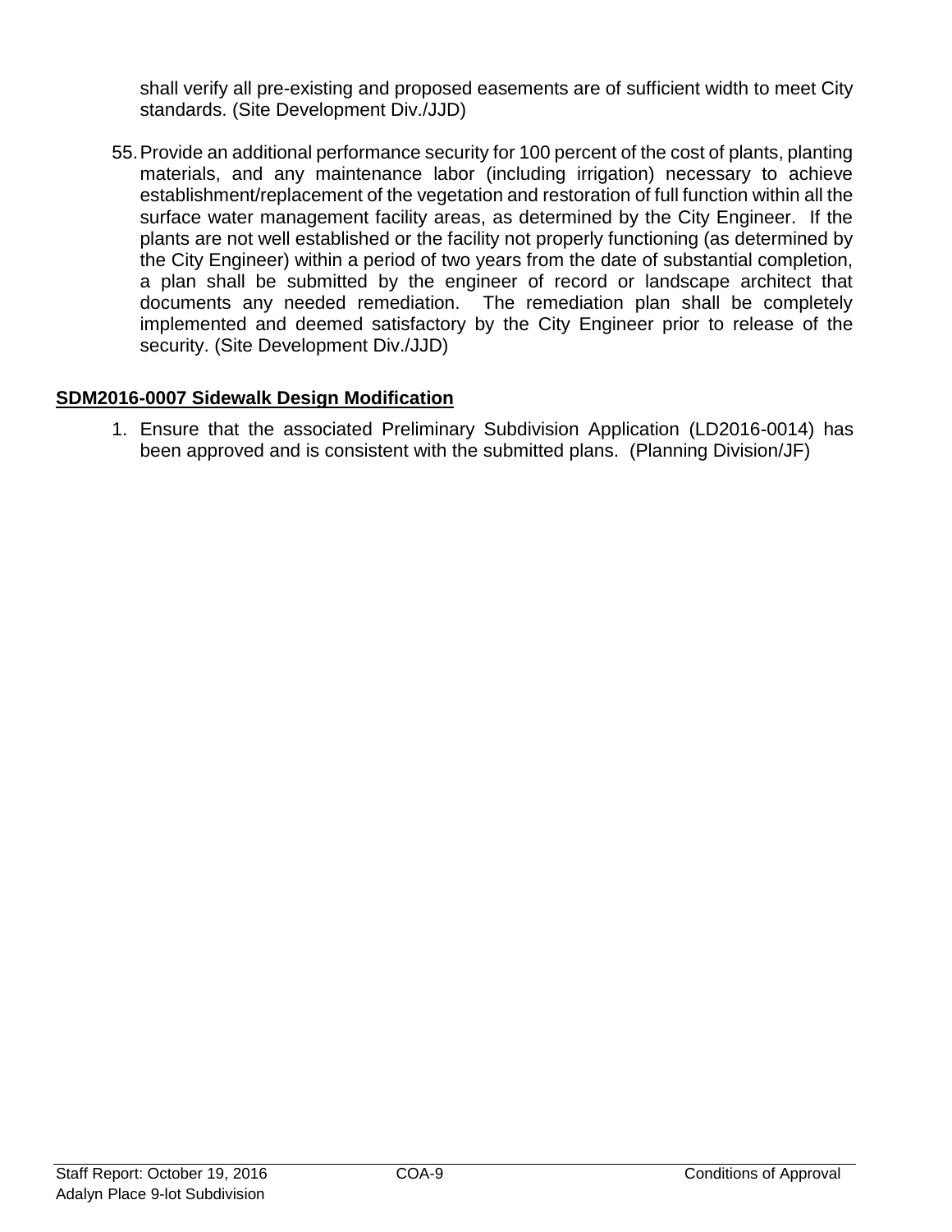shall verify all pre-existing and proposed easements are of sufficient width to meet City standards. (Site Development Div./JJD)

55. Provide an additional performance security for 100 percent of the cost of plants, planting materials, and any maintenance labor (including irrigation) necessary to achieve establishment/replacement of the vegetation and restoration of full function within all the surface water management facility areas, as determined by the City Engineer. If the plants are not well established or the facility not properly functioning (as determined by the City Engineer) within a period of two years from the date of substantial completion, a plan shall be submitted by the engineer of record or landscape architect that documents any needed remediation. The remediation plan shall be completely implemented and deemed satisfactory by the City Engineer prior to release of the security. (Site Development Div./JJD)

**SDM2016-0007 Sidewalk Design Modification**

1. Ensure that the associated Preliminary Subdivision Application (LD2016-0014) has been approved and is consistent with the submitted plans. (Planning Division/JF)